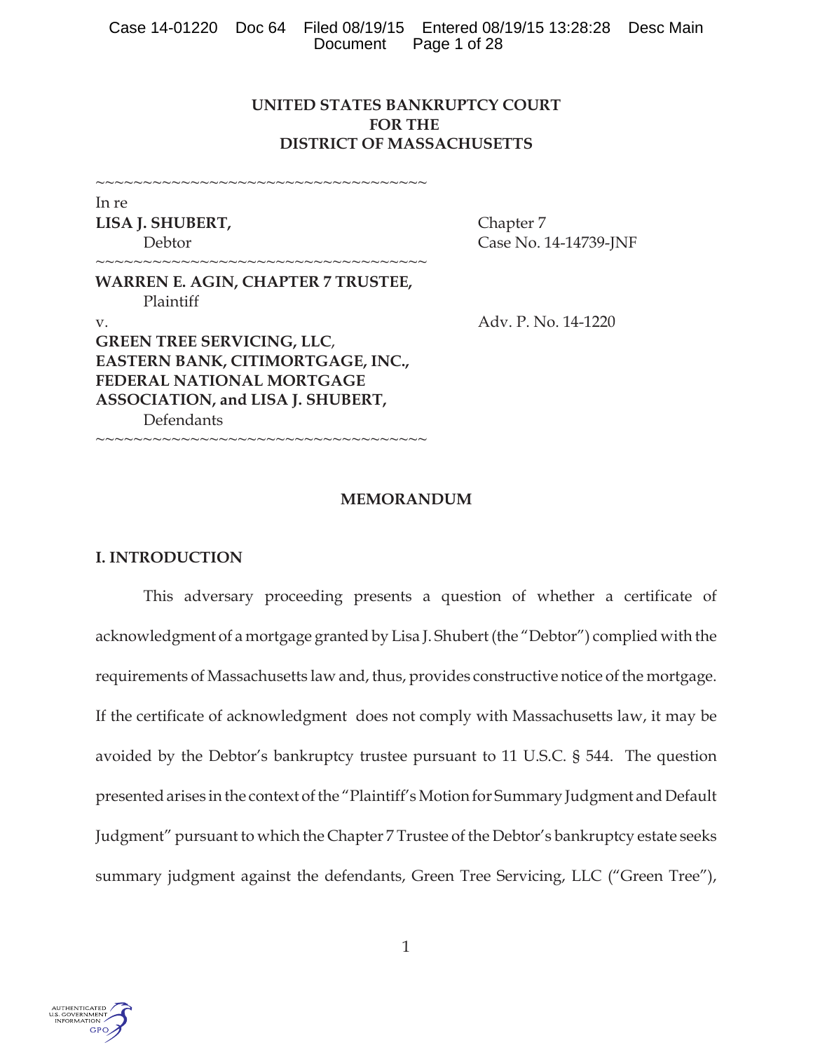# UNITED STATES BANKRUPTCY COURT
# FOR THE
# DISTRICT OF MASSACHUSETTS

~~~~~~~~~~~~~~~~~~~~~~~~~~~~~~~~~~~

In re
**LISA J. SHUBERT,**
Debtor

Chapter 7
Case No. 14-14739-JNF

~~~~~~~~~~~~~~~~~~~~~~~~~~~~~~~~~~~

**WARREN E. AGIN, CHAPTER 7 TRUSTEE,**
Plaintiff

v.

Adv. P. No. 14-1220

**GREEN TREE SERVICING, LLC, EASTERN BANK, CITIMORTGAGE, INC., FEDERAL NATIONAL MORTGAGE ASSOCIATION, and LISA J. SHUBERT,**
Defendants

~~~~~~~~~~~~~~~~~~~~~~~~~~~~~~~~~~~

## MEMORANDUM

## I. INTRODUCTION

This adversary proceeding presents a question of whether a certificate of acknowledgment of a mortgage granted by Lisa J. Shubert (the "Debtor") complied with the requirements of Massachusetts law and, thus, provides constructive notice of the mortgage. If the certificate of acknowledgment does not comply with Massachusetts law, it may be avoided by the Debtor's bankruptcy trustee pursuant to 11 U.S.C. § 544. The question presented arises in the context of the "Plaintiff's Motion for Summary Judgment and Default Judgment" pursuant to which the Chapter 7 Trustee of the Debtor's bankruptcy estate seeks summary judgment against the defendants, Green Tree Servicing, LLC ("Green Tree"),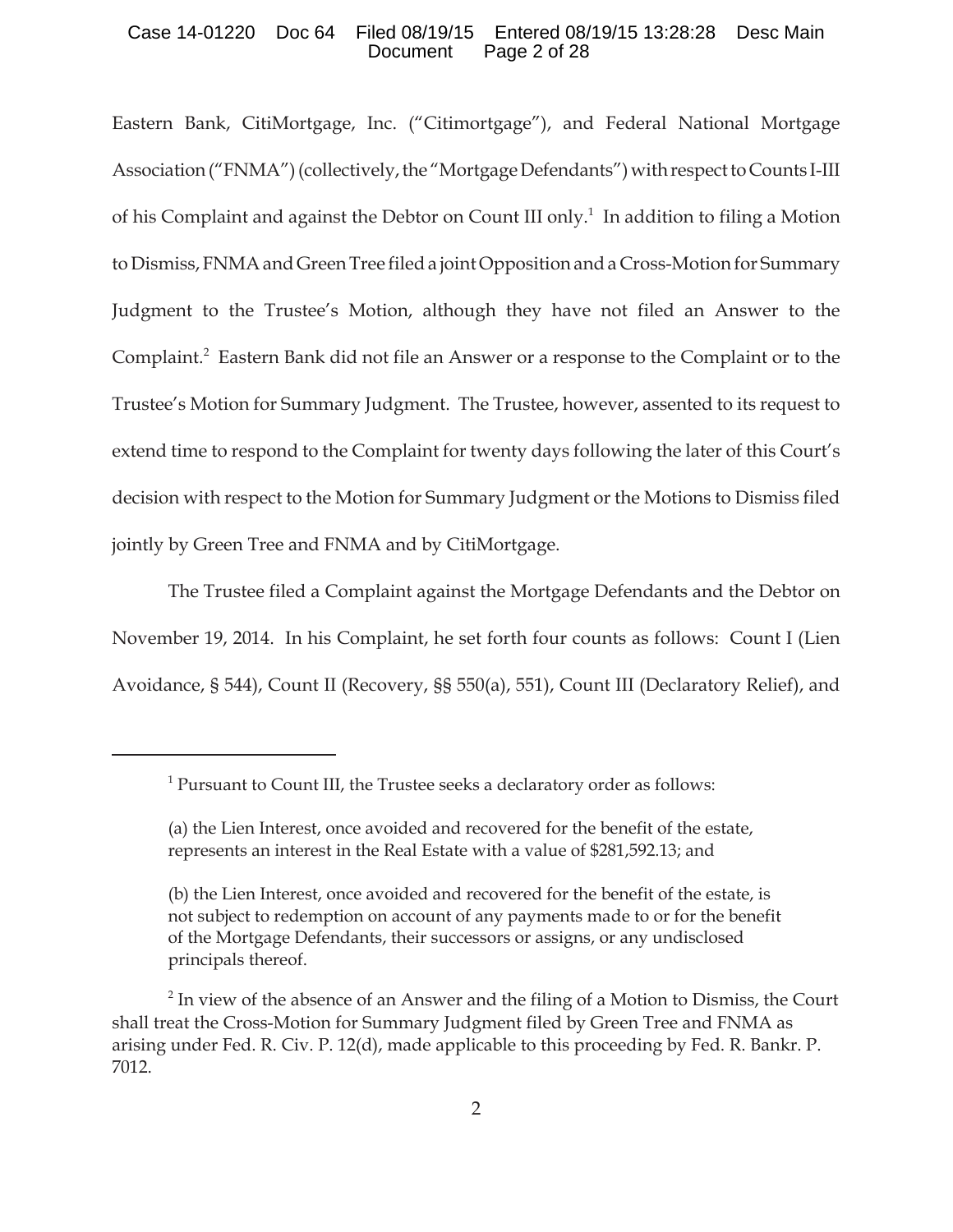Eastern Bank, CitiMortgage, Inc. ("Citimortgage"), and Federal National Mortgage Association ("FNMA") (collectively, the "Mortgage Defendants") with respect to Counts I-III of his Complaint and against the Debtor on Count III only.[1] In addition to filing a Motion to Dismiss, FNMA and Green Tree filed a joint Opposition and a Cross-Motion for Summary Judgment to the Trustee's Motion, although they have not filed an Answer to the Complaint.[2] Eastern Bank did not file an Answer or a response to the Complaint or to the Trustee's Motion for Summary Judgment. The Trustee, however, assented to its request to extend time to respond to the Complaint for twenty days following the later of this Court's decision with respect to the Motion for Summary Judgment or the Motions to Dismiss filed jointly by Green Tree and FNMA and by CitiMortgage.

The Trustee filed a Complaint against the Mortgage Defendants and the Debtor on November 19, 2014. In his Complaint, he set forth four counts as follows: Count I (Lien Avoidance, § 544), Count II (Recovery, §§ 550(a), 551), Count III (Declaratory Relief), and

---

[1] Pursuant to Count III, the Trustee seeks a declaratory order as follows:

(a) the Lien Interest, once avoided and recovered for the benefit of the estate, represents an interest in the Real Estate with a value of $281,592.13; and

(b) the Lien Interest, once avoided and recovered for the benefit of the estate, is not subject to redemption on account of any payments made to or for the benefit of the Mortgage Defendants, their successors or assigns, or any undisclosed principals thereof.

[2] In view of the absence of an Answer and the filing of a Motion to Dismiss, the Court shall treat the Cross-Motion for Summary Judgment filed by Green Tree and FNMA as arising under Fed. R. Civ. P. 12(d), made applicable to this proceeding by Fed. R. Bankr. P. 7012.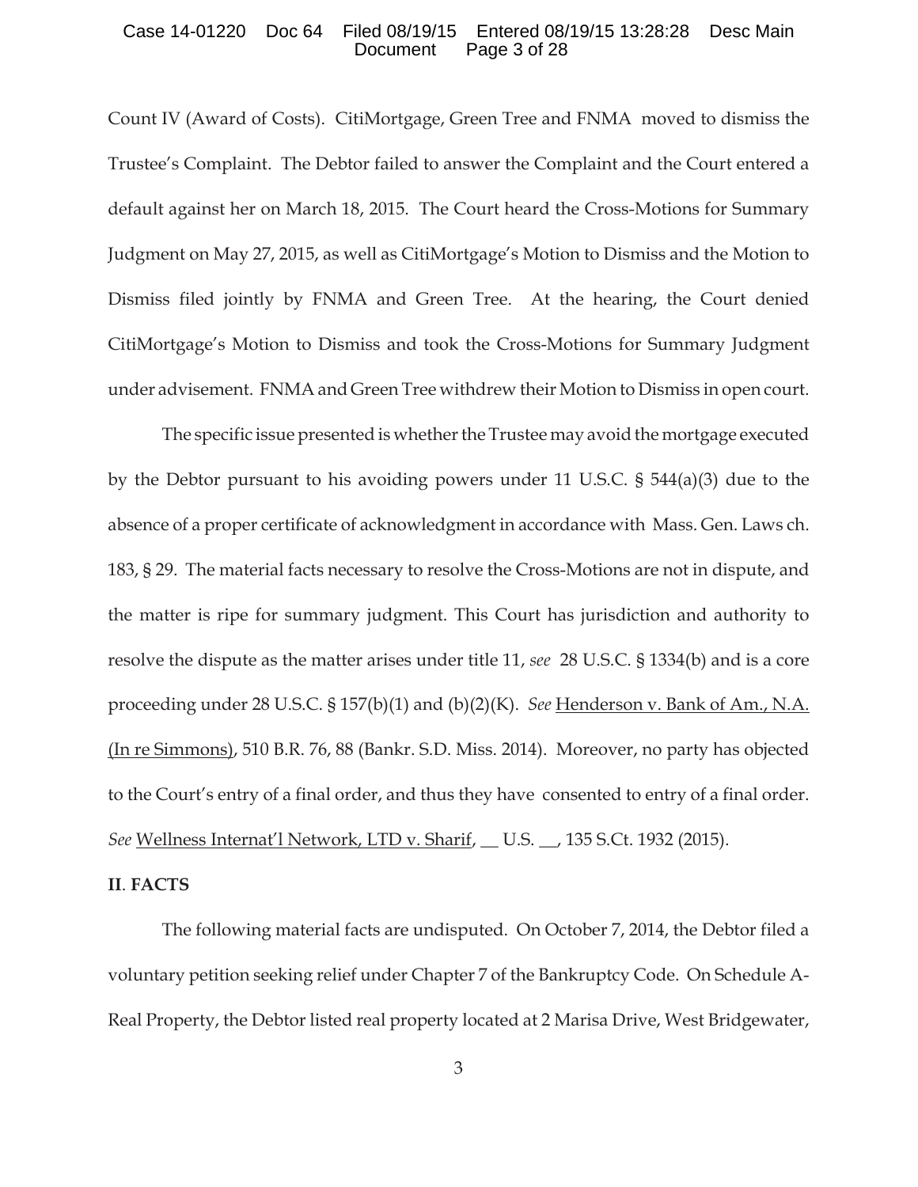Count IV (Award of Costs). CitiMortgage, Green Tree and FNMA moved to dismiss the Trustee's Complaint. The Debtor failed to answer the Complaint and the Court entered a default against her on March 18, 2015. The Court heard the Cross-Motions for Summary Judgment on May 27, 2015, as well as CitiMortgage's Motion to Dismiss and the Motion to Dismiss filed jointly by FNMA and Green Tree. At the hearing, the Court denied CitiMortgage's Motion to Dismiss and took the Cross-Motions for Summary Judgment under advisement. FNMA and Green Tree withdrew their Motion to Dismiss in open court.

The specific issue presented is whether the Trustee may avoid the mortgage executed by the Debtor pursuant to his avoiding powers under 11 U.S.C. § 544(a)(3) due to the absence of a proper certificate of acknowledgment in accordance with Mass. Gen. Laws ch. 183, § 29. The material facts necessary to resolve the Cross-Motions are not in dispute, and the matter is ripe for summary judgment. This Court has jurisdiction and authority to resolve the dispute as the matter arises under title 11, *see* 28 U.S.C. § 1334(b) and is a core proceeding under 28 U.S.C. § 157(b)(1) and (b)(2)(K). *See* Henderson v. Bank of Am., N.A. (In re Simmons), 510 B.R. 76, 88 (Bankr. S.D. Miss. 2014). Moreover, no party has objected to the Court's entry of a final order, and thus they have consented to entry of a final order. *See* Wellness Internat'l Network, LTD v. Sharif, __ U.S. __, 135 S.Ct. 1932 (2015).

## II. FACTS

The following material facts are undisputed. On October 7, 2014, the Debtor filed a voluntary petition seeking relief under Chapter 7 of the Bankruptcy Code. On Schedule A-Real Property, the Debtor listed real property located at 2 Marisa Drive, West Bridgewater,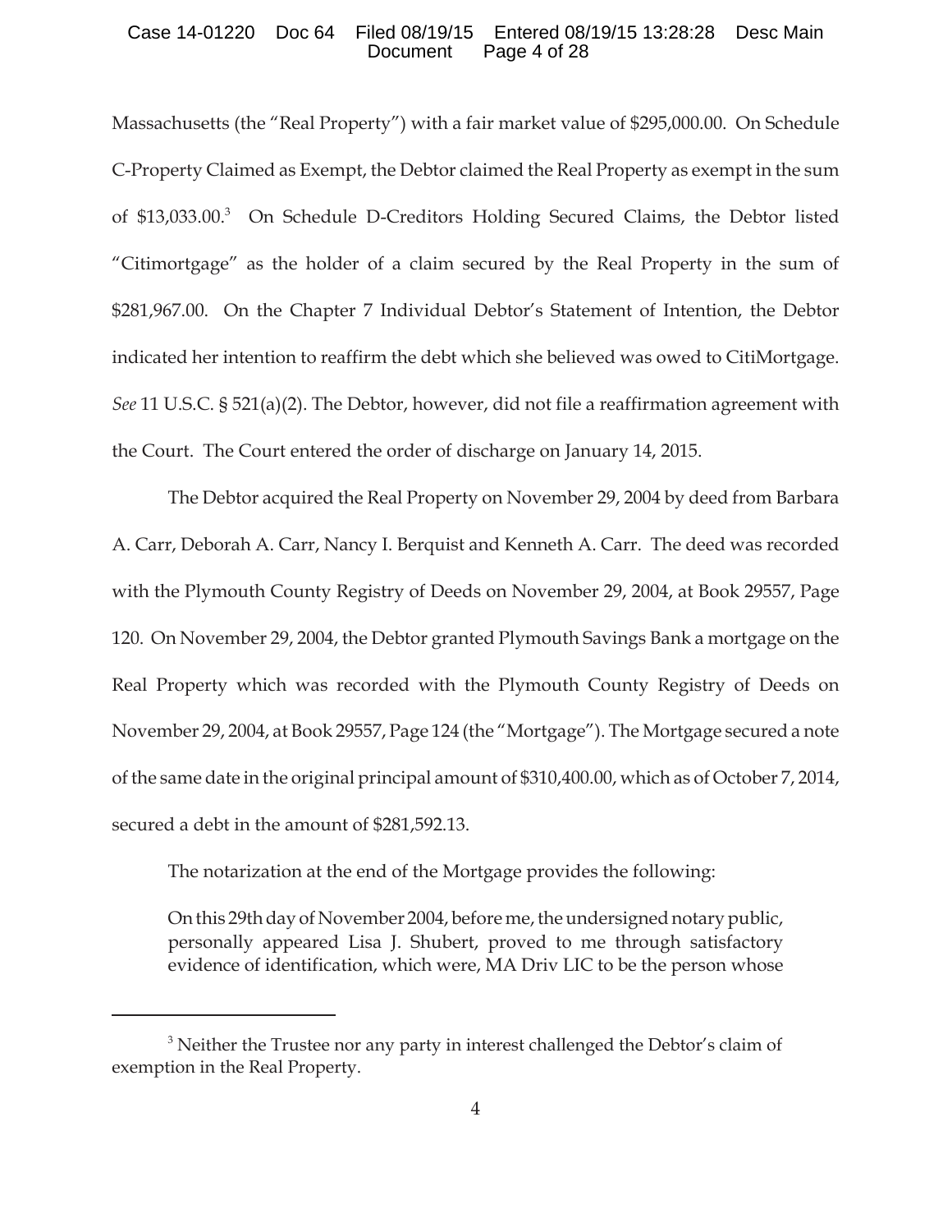Massachusetts (the "Real Property") with a fair market value of $295,000.00. On Schedule C-Property Claimed as Exempt, the Debtor claimed the Real Property as exempt in the sum of $13,033.00.[3] On Schedule D-Creditors Holding Secured Claims, the Debtor listed "Citimortgage" as the holder of a claim secured by the Real Property in the sum of $281,967.00. On the Chapter 7 Individual Debtor's Statement of Intention, the Debtor indicated her intention to reaffirm the debt which she believed was owed to CitiMortgage. *See* 11 U.S.C. § 521(a)(2). The Debtor, however, did not file a reaffirmation agreement with the Court. The Court entered the order of discharge on January 14, 2015.

The Debtor acquired the Real Property on November 29, 2004 by deed from Barbara A. Carr, Deborah A. Carr, Nancy I. Berquist and Kenneth A. Carr. The deed was recorded with the Plymouth County Registry of Deeds on November 29, 2004, at Book 29557, Page 120. On November 29, 2004, the Debtor granted Plymouth Savings Bank a mortgage on the Real Property which was recorded with the Plymouth County Registry of Deeds on November 29, 2004, at Book 29557, Page 124 (the "Mortgage"). The Mortgage secured a note of the same date in the original principal amount of $310,400.00, which as of October 7, 2014, secured a debt in the amount of $281,592.13.

The notarization at the end of the Mortgage provides the following:

> On this 29th day of November 2004, before me, the undersigned notary public, personally appeared Lisa J. Shubert, proved to me through satisfactory evidence of identification, which were, MA Driv LIC to be the person whose

---

[3] Neither the Trustee nor any party in interest challenged the Debtor's claim of exemption in the Real Property.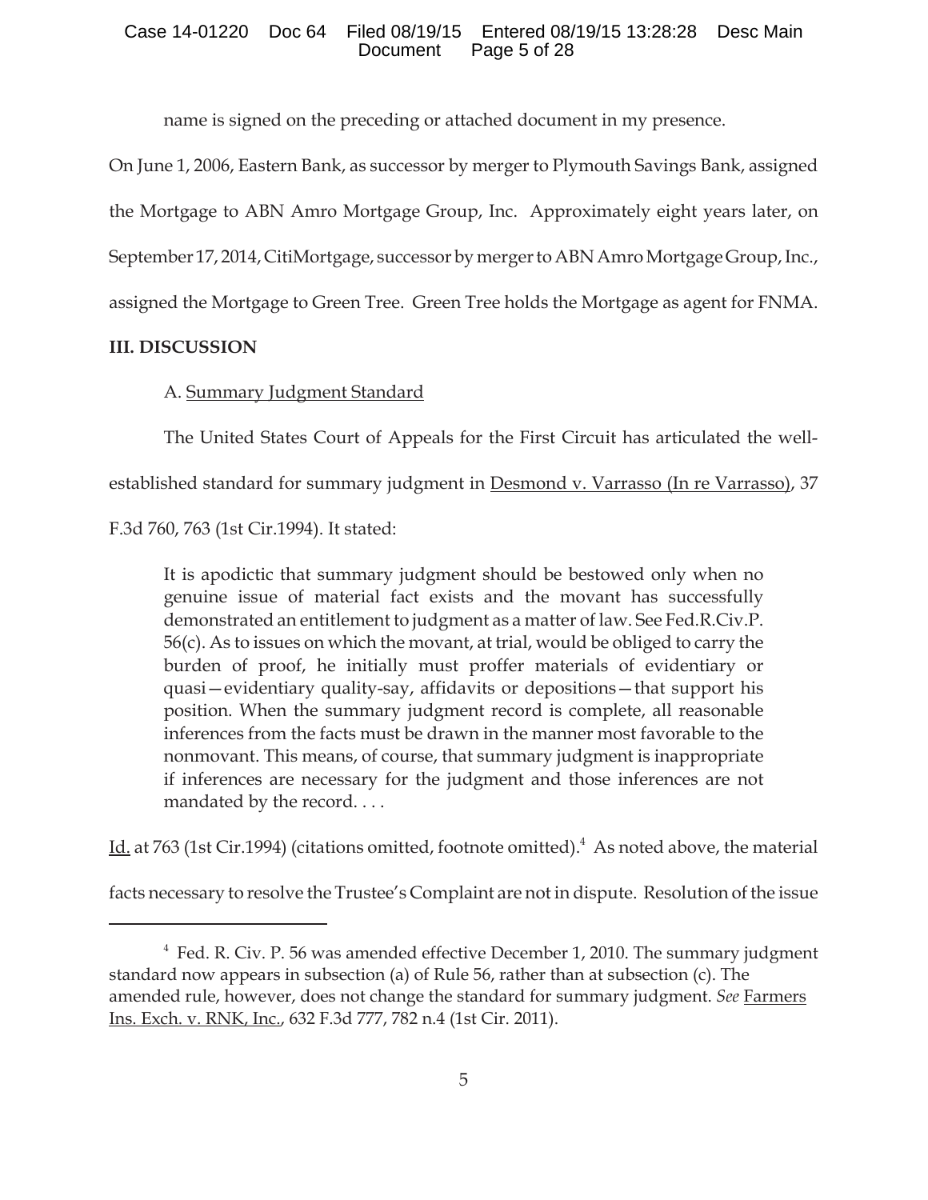name is signed on the preceding or attached document in my presence.

On June 1, 2006, Eastern Bank, as successor by merger to Plymouth Savings Bank, assigned the Mortgage to ABN Amro Mortgage Group, Inc. Approximately eight years later, on September 17, 2014, CitiMortgage, successor by merger to ABN Amro Mortgage Group, Inc., assigned the Mortgage to Green Tree. Green Tree holds the Mortgage as agent for FNMA.

## III. DISCUSSION

A. Summary Judgment Standard

The United States Court of Appeals for the First Circuit has articulated the well-established standard for summary judgment in Desmond v. Varrasso (In re Varrasso), 37 F.3d 760, 763 (1st Cir.1994). It stated:

> It is apodictic that summary judgment should be bestowed only when no genuine issue of material fact exists and the movant has successfully demonstrated an entitlement to judgment as a matter of law. See Fed.R.Civ.P. 56(c). As to issues on which the movant, at trial, would be obliged to carry the burden of proof, he initially must proffer materials of evidentiary or quasi—evidentiary quality-say, affidavits or depositions—that support his position. When the summary judgment record is complete, all reasonable inferences from the facts must be drawn in the manner most favorable to the nonmovant. This means, of course, that summary judgment is inappropriate if inferences are necessary for the judgment and those inferences are not mandated by the record. . . .

Id. at 763 (1st Cir.1994) (citations omitted, footnote omitted).[4] As noted above, the material facts necessary to resolve the Trustee's Complaint are not in dispute. Resolution of the issue

---

[4] Fed. R. Civ. P. 56 was amended effective December 1, 2010. The summary judgment standard now appears in subsection (a) of Rule 56, rather than at subsection (c). The amended rule, however, does not change the standard for summary judgment. *See* Farmers Ins. Exch. v. RNK, Inc., 632 F.3d 777, 782 n.4 (1st Cir. 2011).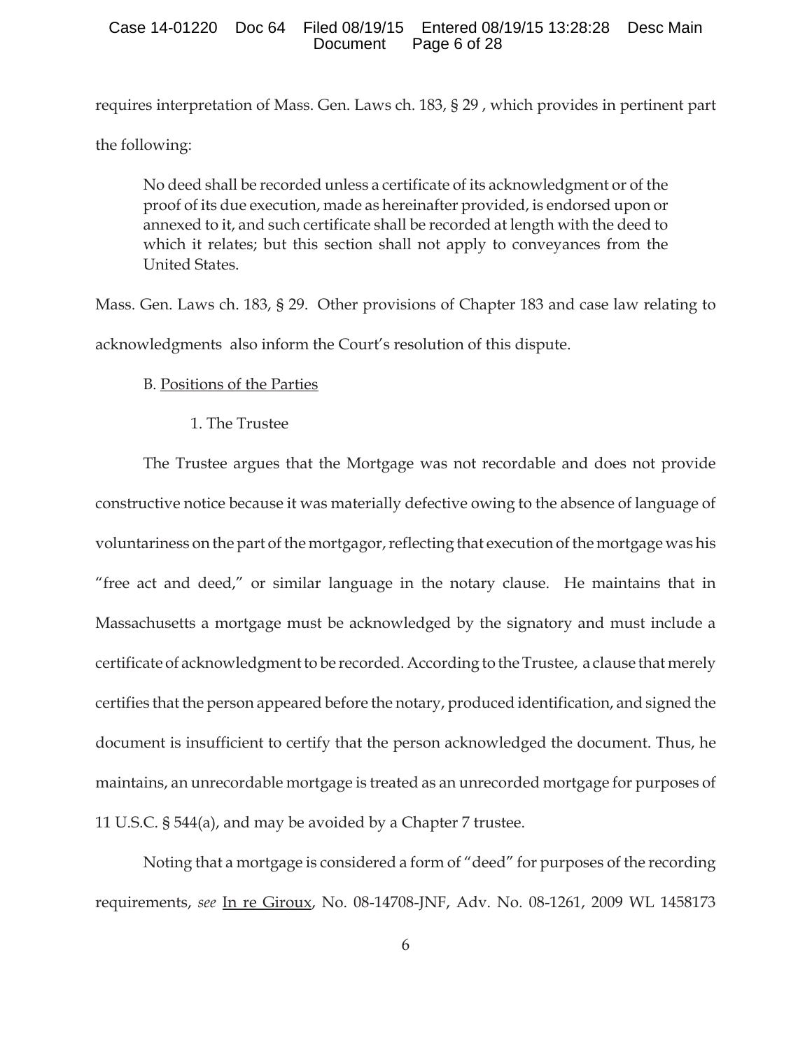requires interpretation of Mass. Gen. Laws ch. 183, § 29 , which provides in pertinent part the following:

> No deed shall be recorded unless a certificate of its acknowledgment or of the proof of its due execution, made as hereinafter provided, is endorsed upon or annexed to it, and such certificate shall be recorded at length with the deed to which it relates; but this section shall not apply to conveyances from the United States.

Mass. Gen. Laws ch. 183, § 29. Other provisions of Chapter 183 and case law relating to acknowledgments also inform the Court's resolution of this dispute.

B. Positions of the Parties

1. The Trustee

The Trustee argues that the Mortgage was not recordable and does not provide constructive notice because it was materially defective owing to the absence of language of voluntariness on the part of the mortgagor, reflecting that execution of the mortgage was his "free act and deed," or similar language in the notary clause. He maintains that in Massachusetts a mortgage must be acknowledged by the signatory and must include a certificate of acknowledgment to be recorded. According to the Trustee, a clause that merely certifies that the person appeared before the notary, produced identification, and signed the document is insufficient to certify that the person acknowledged the document. Thus, he maintains, an unrecordable mortgage is treated as an unrecorded mortgage for purposes of 11 U.S.C. § 544(a), and may be avoided by a Chapter 7 trustee.

Noting that a mortgage is considered a form of "deed" for purposes of the recording requirements, *see* In re Giroux, No. 08-14708-JNF, Adv. No. 08-1261, 2009 WL 1458173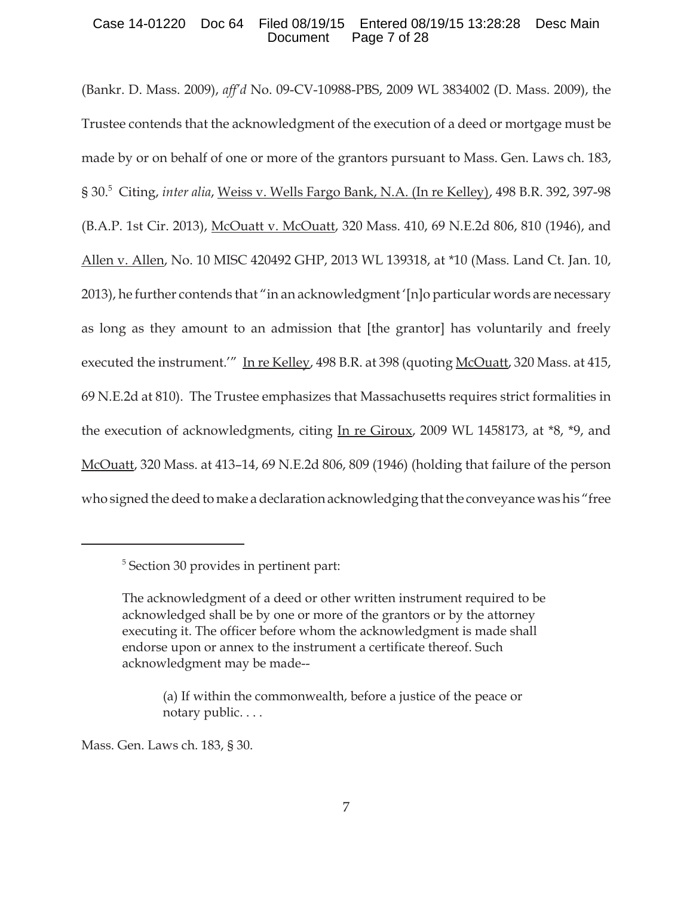(Bankr. D. Mass. 2009), *aff'd* No. 09-CV-10988-PBS, 2009 WL 3834002 (D. Mass. 2009), the Trustee contends that the acknowledgment of the execution of a deed or mortgage must be made by or on behalf of one or more of the grantors pursuant to Mass. Gen. Laws ch. 183, § 30.[5] Citing, *inter alia*, Weiss v. Wells Fargo Bank, N.A. (In re Kelley), 498 B.R. 392, 397-98 (B.A.P. 1st Cir. 2013), McOuatt v. McOuatt, 320 Mass. 410, 69 N.E.2d 806, 810 (1946), and Allen v. Allen, No. 10 MISC 420492 GHP, 2013 WL 139318, at *10 (Mass. Land Ct. Jan. 10, 2013), he further contends that "in an acknowledgment '[n]o particular words are necessary as long as they amount to an admission that [the grantor] has voluntarily and freely executed the instrument.'" In re Kelley, 498 B.R. at 398 (quoting McOuatt, 320 Mass. at 415, 69 N.E.2d at 810). The Trustee emphasizes that Massachusetts requires strict formalities in the execution of acknowledgments, citing In re Giroux, 2009 WL 1458173, at *8, *9, and McOuatt, 320 Mass. at 413–14, 69 N.E.2d 806, 809 (1946) (holding that failure of the person who signed the deed to make a declaration acknowledging that the conveyance was his "free

---

[5] Section 30 provides in pertinent part:

> The acknowledgment of a deed or other written instrument required to be acknowledged shall be by one or more of the grantors or by the attorney executing it. The officer before whom the acknowledgment is made shall endorse upon or annex to the instrument a certificate thereof. Such acknowledgment may be made--
>
> > (a) If within the commonwealth, before a justice of the peace or notary public. . . .

Mass. Gen. Laws ch. 183, § 30.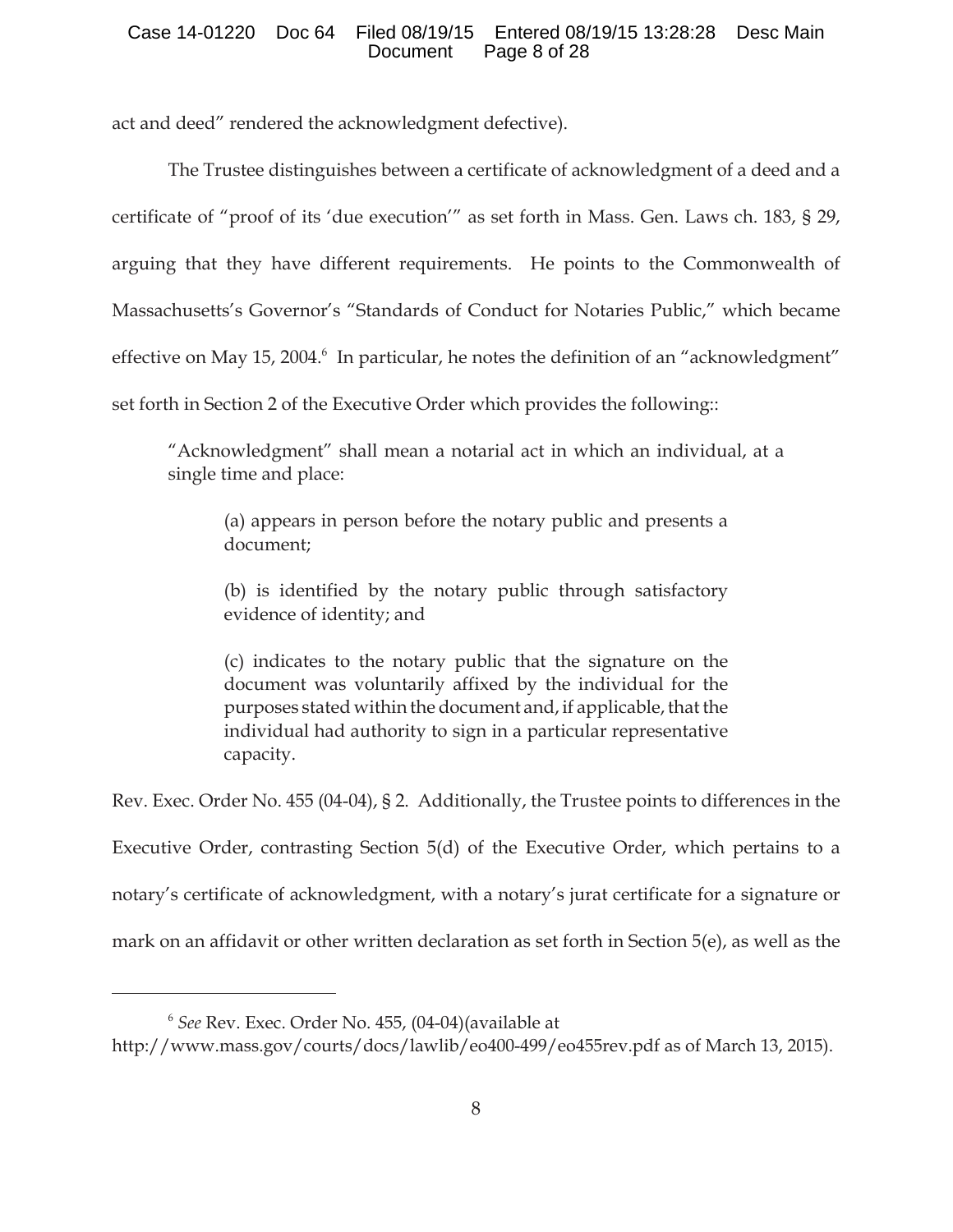act and deed" rendered the acknowledgment defective).

The Trustee distinguishes between a certificate of acknowledgment of a deed and a certificate of "proof of its 'due execution'" as set forth in Mass. Gen. Laws ch. 183, § 29, arguing that they have different requirements. He points to the Commonwealth of Massachusetts's Governor's "Standards of Conduct for Notaries Public," which became effective on May 15, 2004.[6] In particular, he notes the definition of an "acknowledgment" set forth in Section 2 of the Executive Order which provides the following::

> "Acknowledgment" shall mean a notarial act in which an individual, at a single time and place:
>
> > (a) appears in person before the notary public and presents a document;
> >
> > (b) is identified by the notary public through satisfactory evidence of identity; and
> >
> > (c) indicates to the notary public that the signature on the document was voluntarily affixed by the individual for the purposes stated within the document and, if applicable, that the individual had authority to sign in a particular representative capacity.

Rev. Exec. Order No. 455 (04-04), § 2. Additionally, the Trustee points to differences in the Executive Order, contrasting Section 5(d) of the Executive Order, which pertains to a notary's certificate of acknowledgment, with a notary's jurat certificate for a signature or mark on an affidavit or other written declaration as set forth in Section 5(e), as well as the

---

[6] *See* Rev. Exec. Order No. 455, (04-04)(available at http://www.mass.gov/courts/docs/lawlib/eo400-499/eo455rev.pdf as of March 13, 2015).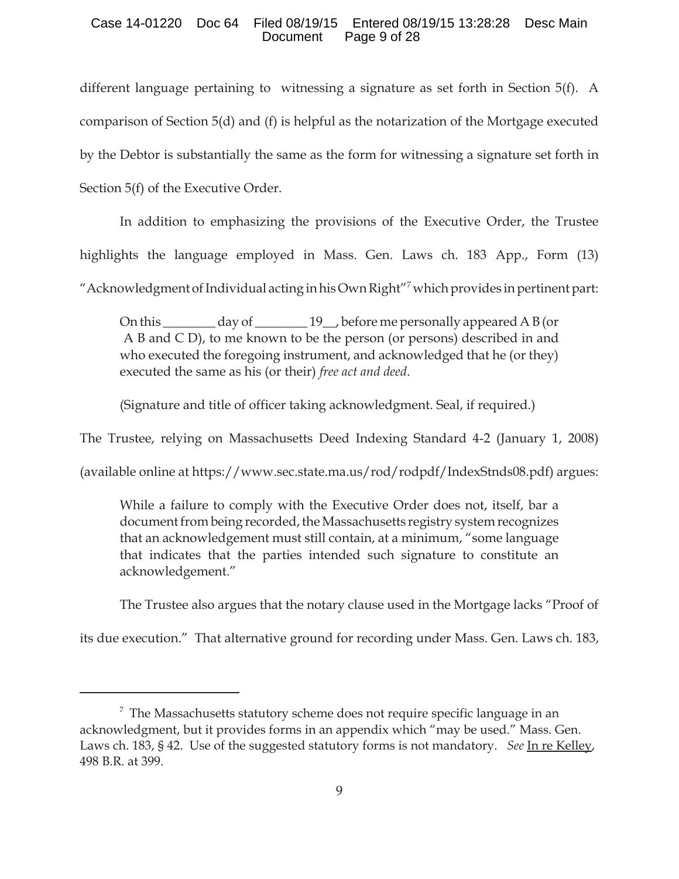different language pertaining to witnessing a signature as set forth in Section 5(f). A comparison of Section 5(d) and (f) is helpful as the notarization of the Mortgage executed by the Debtor is substantially the same as the form for witnessing a signature set forth in Section 5(f) of the Executive Order.

In addition to emphasizing the provisions of the Executive Order, the Trustee highlights the language employed in Mass. Gen. Laws ch. 183 App., Form (13) "Acknowledgment of Individual acting in his Own Right"[7] which provides in pertinent part:

> On this ________ day of ________ 19__, before me personally appeared A B (or A B and C D), to me known to be the person (or persons) described in and who executed the foregoing instrument, and acknowledged that he (or they) executed the same as his (or their) *free act and deed*.
>
> (Signature and title of officer taking acknowledgment. Seal, if required.)

The Trustee, relying on Massachusetts Deed Indexing Standard 4-2 (January 1, 2008) (available online at https://www.sec.state.ma.us/rod/rodpdf/IndexStnds08.pdf) argues:

> While a failure to comply with the Executive Order does not, itself, bar a document from being recorded, the Massachusetts registry system recognizes that an acknowledgement must still contain, at a minimum, "some language that indicates that the parties intended such signature to constitute an acknowledgement."

The Trustee also argues that the notary clause used in the Mortgage lacks "Proof of its due execution." That alternative ground for recording under Mass. Gen. Laws ch. 183,

---

[7] The Massachusetts statutory scheme does not require specific language in an acknowledgment, but it provides forms in an appendix which "may be used." Mass. Gen. Laws ch. 183, § 42. Use of the suggested statutory forms is not mandatory. *See* In re Kelley, 498 B.R. at 399.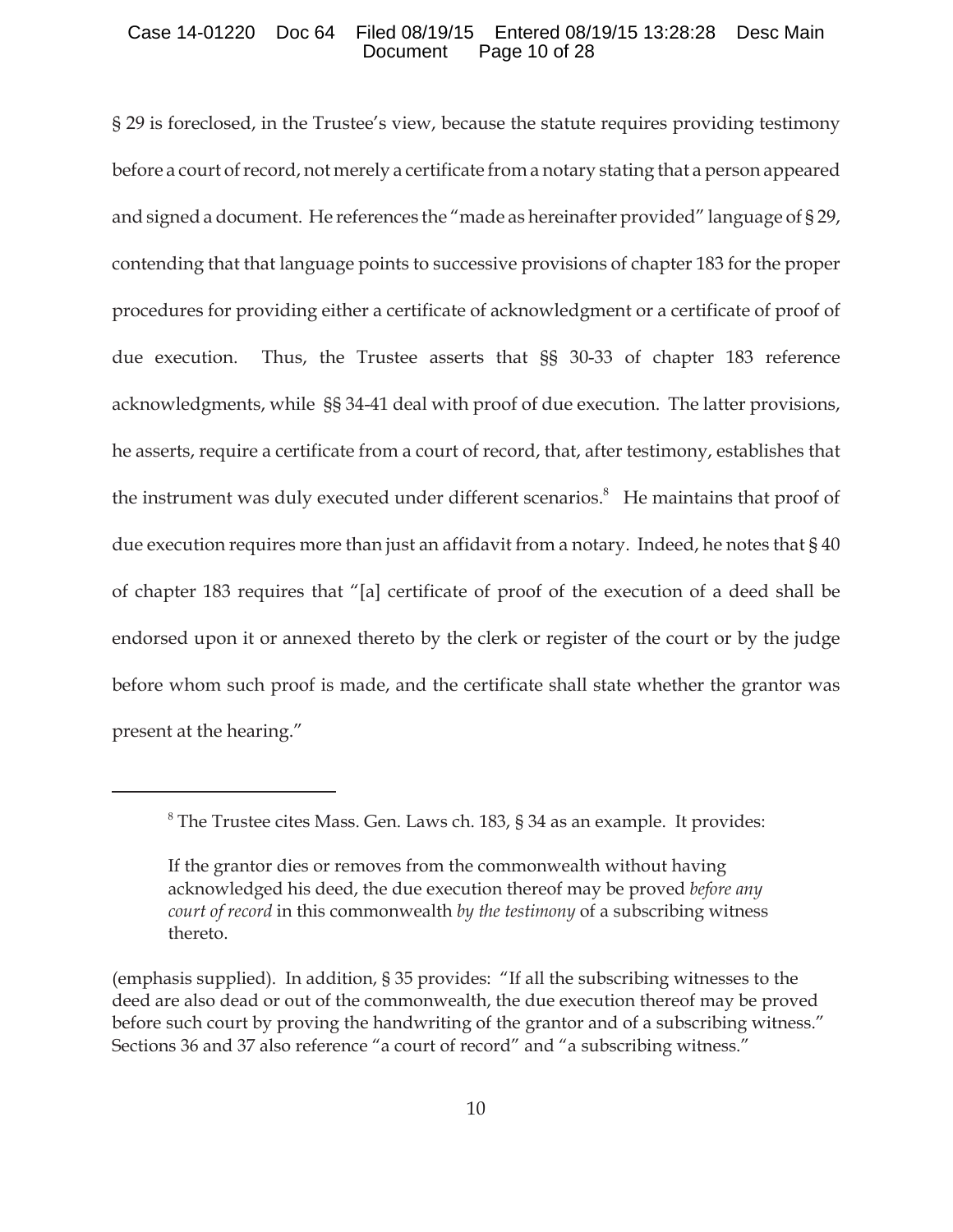§ 29 is foreclosed, in the Trustee's view, because the statute requires providing testimony before a court of record, not merely a certificate from a notary stating that a person appeared and signed a document. He references the "made as hereinafter provided" language of § 29, contending that that language points to successive provisions of chapter 183 for the proper procedures for providing either a certificate of acknowledgment or a certificate of proof of due execution. Thus, the Trustee asserts that §§ 30-33 of chapter 183 reference acknowledgments, while §§ 34-41 deal with proof of due execution. The latter provisions, he asserts, require a certificate from a court of record, that, after testimony, establishes that the instrument was duly executed under different scenarios.[8] He maintains that proof of due execution requires more than just an affidavit from a notary. Indeed, he notes that § 40 of chapter 183 requires that "[a] certificate of proof of the execution of a deed shall be endorsed upon it or annexed thereto by the clerk or register of the court or by the judge before whom such proof is made, and the certificate shall state whether the grantor was present at the hearing."

---

[8] The Trustee cites Mass. Gen. Laws ch. 183, § 34 as an example. It provides:

> If the grantor dies or removes from the commonwealth without having acknowledged his deed, the due execution thereof may be proved *before any court of record* in this commonwealth *by the testimony* of a subscribing witness thereto.

(emphasis supplied). In addition, § 35 provides: "If all the subscribing witnesses to the deed are also dead or out of the commonwealth, the due execution thereof may be proved before such court by proving the handwriting of the grantor and of a subscribing witness." Sections 36 and 37 also reference "a court of record" and "a subscribing witness."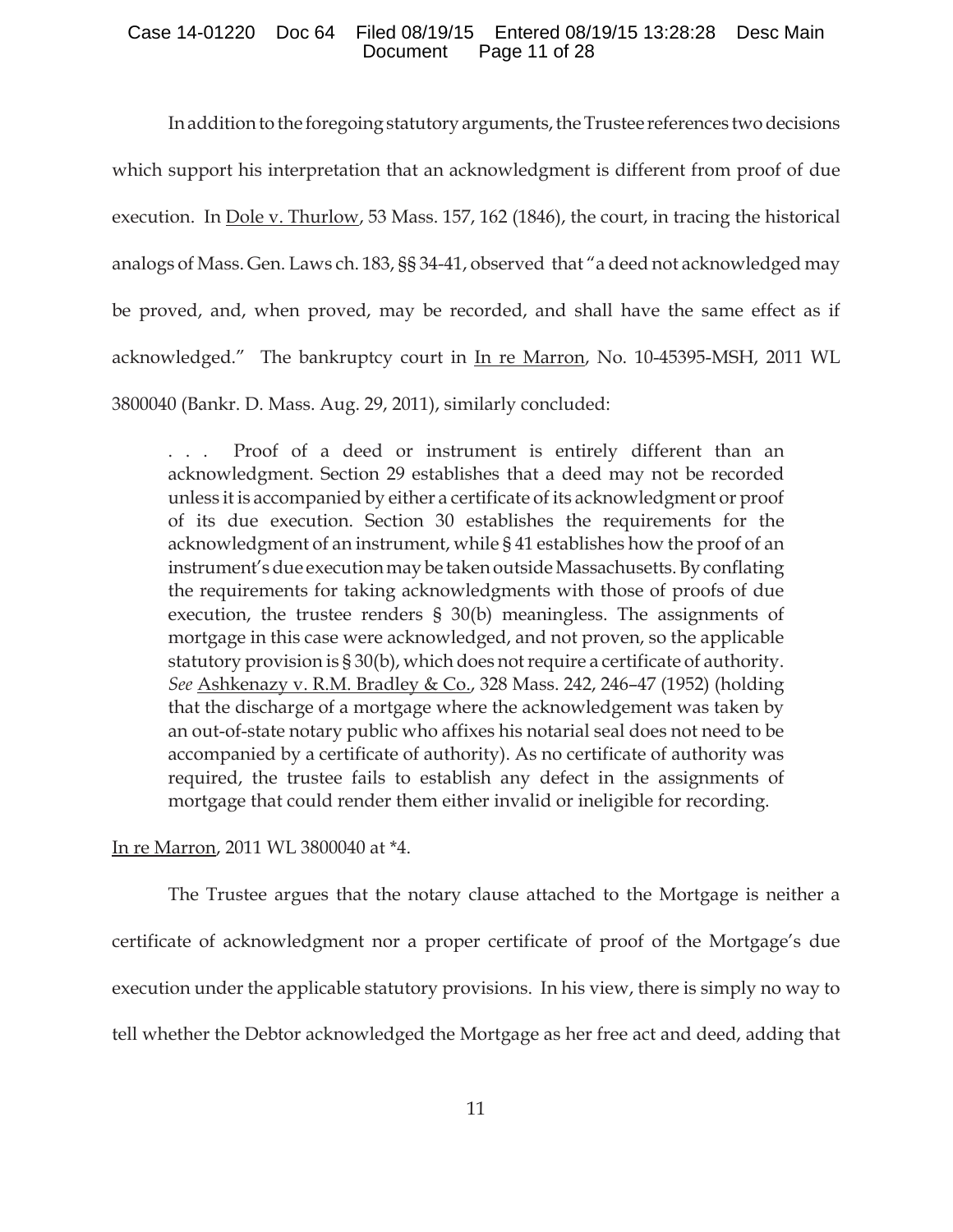In addition to the foregoing statutory arguments, the Trustee references two decisions which support his interpretation that an acknowledgment is different from proof of due execution. In Dole v. Thurlow, 53 Mass. 157, 162 (1846), the court, in tracing the historical analogs of Mass. Gen. Laws ch. 183, §§ 34-41, observed that "a deed not acknowledged may be proved, and, when proved, may be recorded, and shall have the same effect as if acknowledged." The bankruptcy court in In re Marron, No. 10-45395-MSH, 2011 WL 3800040 (Bankr. D. Mass. Aug. 29, 2011), similarly concluded:

> . . . Proof of a deed or instrument is entirely different than an acknowledgment. Section 29 establishes that a deed may not be recorded unless it is accompanied by either a certificate of its acknowledgment or proof of its due execution. Section 30 establishes the requirements for the acknowledgment of an instrument, while § 41 establishes how the proof of an instrument's due execution may be taken outside Massachusetts. By conflating the requirements for taking acknowledgments with those of proofs of due execution, the trustee renders § 30(b) meaningless. The assignments of mortgage in this case were acknowledged, and not proven, so the applicable statutory provision is § 30(b), which does not require a certificate of authority. *See* Ashkenazy v. R.M. Bradley & Co., 328 Mass. 242, 246–47 (1952) (holding that the discharge of a mortgage where the acknowledgement was taken by an out-of-state notary public who affixes his notarial seal does not need to be accompanied by a certificate of authority). As no certificate of authority was required, the trustee fails to establish any defect in the assignments of mortgage that could render them either invalid or ineligible for recording.

In re Marron, 2011 WL 3800040 at *4.

The Trustee argues that the notary clause attached to the Mortgage is neither a certificate of acknowledgment nor a proper certificate of proof of the Mortgage's due execution under the applicable statutory provisions. In his view, there is simply no way to tell whether the Debtor acknowledged the Mortgage as her free act and deed, adding that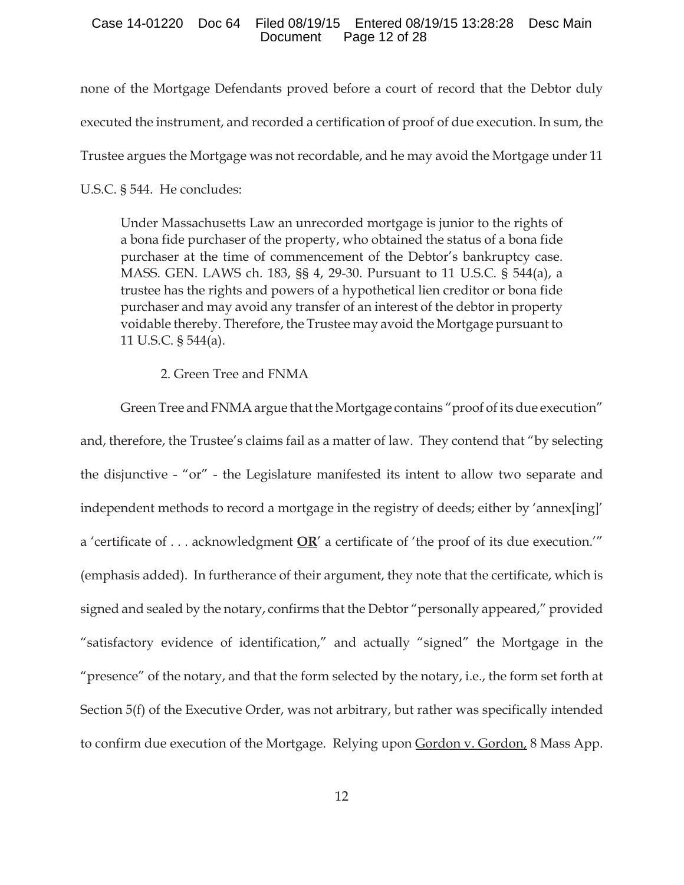none of the Mortgage Defendants proved before a court of record that the Debtor duly executed the instrument, and recorded a certification of proof of due execution. In sum, the Trustee argues the Mortgage was not recordable, and he may avoid the Mortgage under 11 U.S.C. § 544. He concludes:

> Under Massachusetts Law an unrecorded mortgage is junior to the rights of a bona fide purchaser of the property, who obtained the status of a bona fide purchaser at the time of commencement of the Debtor's bankruptcy case. MASS. GEN. LAWS ch. 183, §§ 4, 29-30. Pursuant to 11 U.S.C. § 544(a), a trustee has the rights and powers of a hypothetical lien creditor or bona fide purchaser and may avoid any transfer of an interest of the debtor in property voidable thereby. Therefore, the Trustee may avoid the Mortgage pursuant to 11 U.S.C. § 544(a).

2. Green Tree and FNMA

Green Tree and FNMA argue that the Mortgage contains "proof of its due execution" and, therefore, the Trustee's claims fail as a matter of law. They contend that "by selecting the disjunctive - "or" - the Legislature manifested its intent to allow two separate and independent methods to record a mortgage in the registry of deeds; either by 'annex[ing]' a 'certificate of . . . acknowledgment **OR**' a certificate of 'the proof of its due execution.'" (emphasis added). In furtherance of their argument, they note that the certificate, which is signed and sealed by the notary, confirms that the Debtor "personally appeared," provided "satisfactory evidence of identification," and actually "signed" the Mortgage in the "presence" of the notary, and that the form selected by the notary, i.e., the form set forth at Section 5(f) of the Executive Order, was not arbitrary, but rather was specifically intended to confirm due execution of the Mortgage. Relying upon Gordon v. Gordon, 8 Mass App.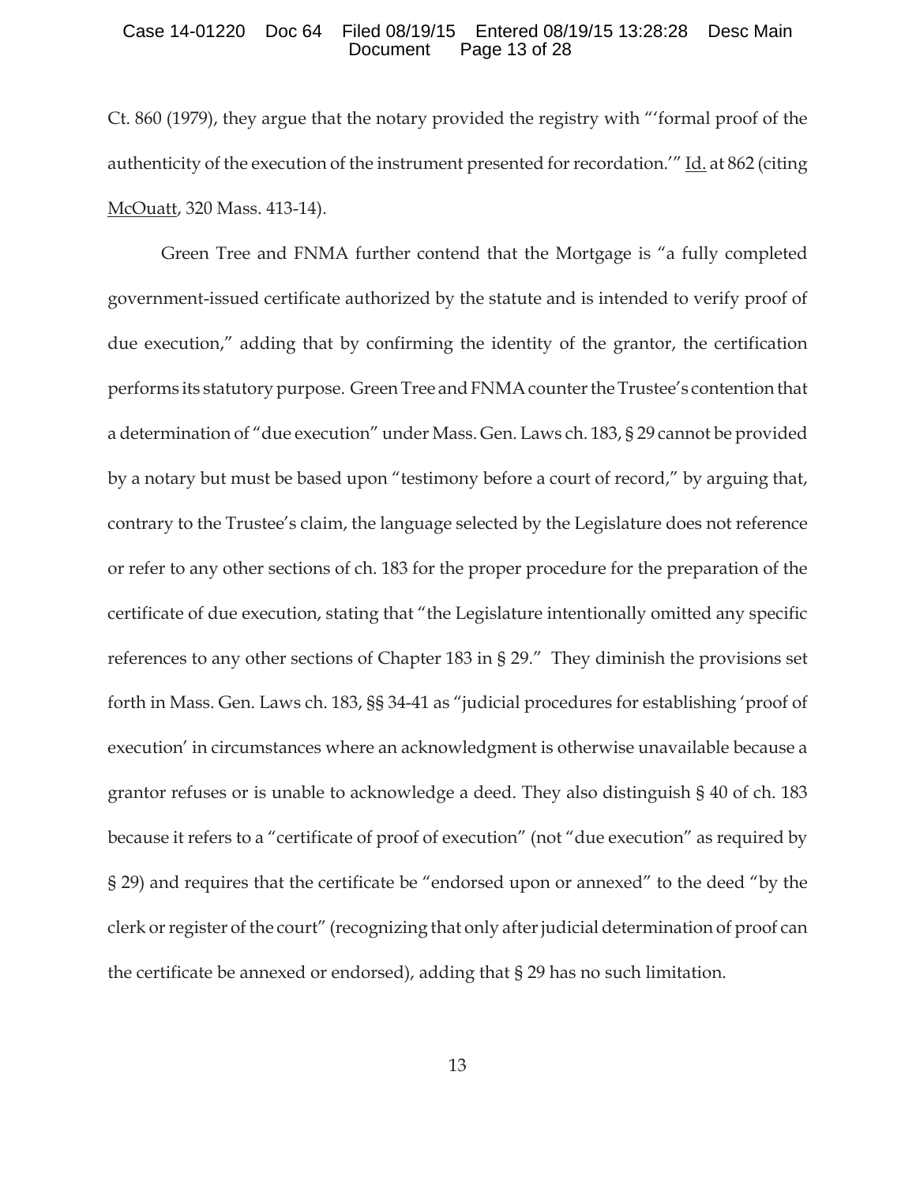Ct. 860 (1979), they argue that the notary provided the registry with "'formal proof of the authenticity of the execution of the instrument presented for recordation.'" Id. at 862 (citing McOuatt, 320 Mass. 413-14).

Green Tree and FNMA further contend that the Mortgage is "a fully completed government-issued certificate authorized by the statute and is intended to verify proof of due execution," adding that by confirming the identity of the grantor, the certification performs its statutory purpose. Green Tree and FNMA counter the Trustee's contention that a determination of "due execution" under Mass. Gen. Laws ch. 183, § 29 cannot be provided by a notary but must be based upon "testimony before a court of record," by arguing that, contrary to the Trustee's claim, the language selected by the Legislature does not reference or refer to any other sections of ch. 183 for the proper procedure for the preparation of the certificate of due execution, stating that "the Legislature intentionally omitted any specific references to any other sections of Chapter 183 in § 29." They diminish the provisions set forth in Mass. Gen. Laws ch. 183, §§ 34-41 as "judicial procedures for establishing 'proof of execution' in circumstances where an acknowledgment is otherwise unavailable because a grantor refuses or is unable to acknowledge a deed. They also distinguish § 40 of ch. 183 because it refers to a "certificate of proof of execution" (not "due execution" as required by § 29) and requires that the certificate be "endorsed upon or annexed" to the deed "by the clerk or register of the court" (recognizing that only after judicial determination of proof can the certificate be annexed or endorsed), adding that § 29 has no such limitation.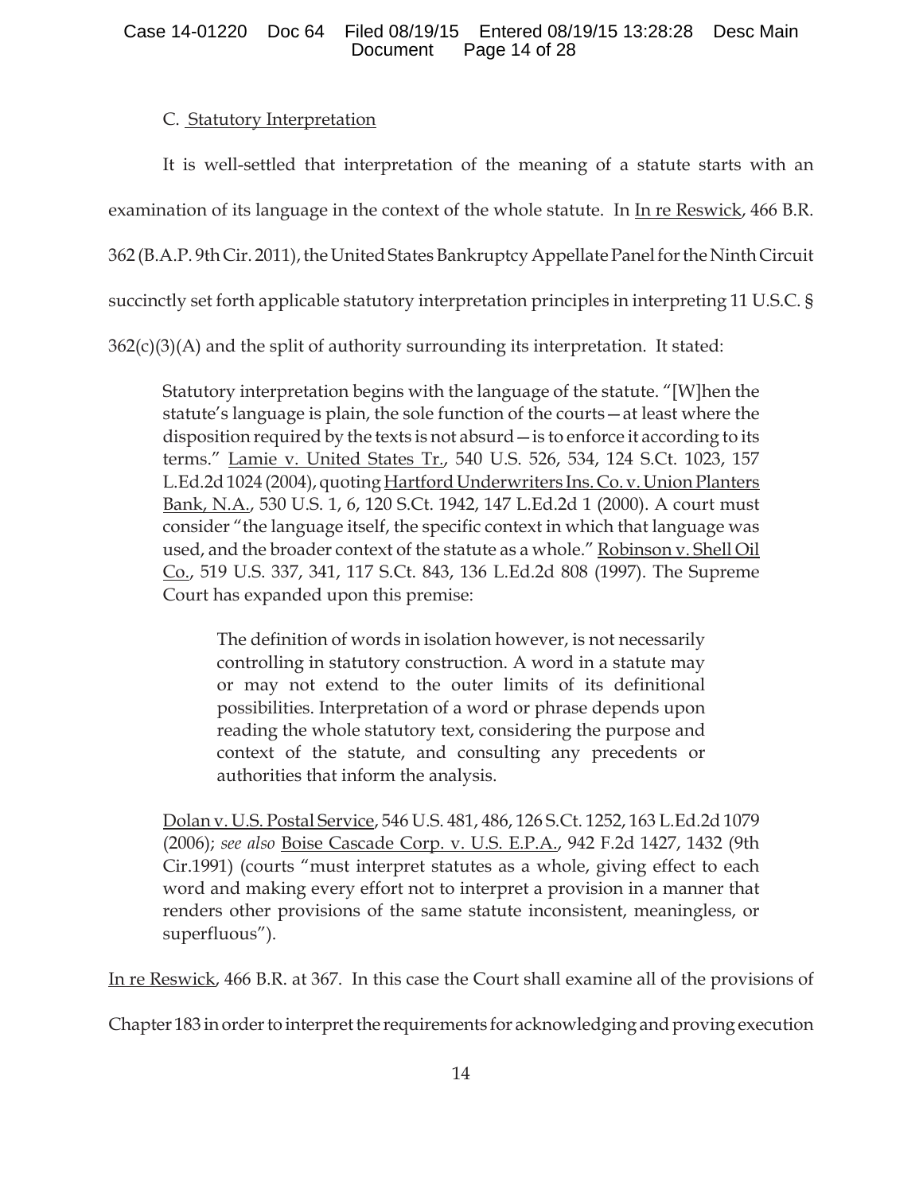C. Statutory Interpretation

It is well-settled that interpretation of the meaning of a statute starts with an examination of its language in the context of the whole statute. In In re Reswick, 466 B.R. 362 (B.A.P. 9th Cir. 2011), the United States Bankruptcy Appellate Panel for the Ninth Circuit succinctly set forth applicable statutory interpretation principles in interpreting 11 U.S.C. § 362(c)(3)(A) and the split of authority surrounding its interpretation. It stated:

> Statutory interpretation begins with the language of the statute. "[W]hen the statute's language is plain, the sole function of the courts—at least where the disposition required by the texts is not absurd—is to enforce it according to its terms." Lamie v. United States Tr., 540 U.S. 526, 534, 124 S.Ct. 1023, 157 L.Ed.2d 1024 (2004), quoting Hartford Underwriters Ins. Co. v. Union Planters Bank, N.A., 530 U.S. 1, 6, 120 S.Ct. 1942, 147 L.Ed.2d 1 (2000). A court must consider "the language itself, the specific context in which that language was used, and the broader context of the statute as a whole." Robinson v. Shell Oil Co., 519 U.S. 337, 341, 117 S.Ct. 843, 136 L.Ed.2d 808 (1997). The Supreme Court has expanded upon this premise:
>
> > The definition of words in isolation however, is not necessarily controlling in statutory construction. A word in a statute may or may not extend to the outer limits of its definitional possibilities. Interpretation of a word or phrase depends upon reading the whole statutory text, considering the purpose and context of the statute, and consulting any precedents or authorities that inform the analysis.
>
> Dolan v. U.S. Postal Service, 546 U.S. 481, 486, 126 S.Ct. 1252, 163 L.Ed.2d 1079 (2006); *see also* Boise Cascade Corp. v. U.S. E.P.A., 942 F.2d 1427, 1432 (9th Cir.1991) (courts "must interpret statutes as a whole, giving effect to each word and making every effort not to interpret a provision in a manner that renders other provisions of the same statute inconsistent, meaningless, or superfluous").

In re Reswick, 466 B.R. at 367. In this case the Court shall examine all of the provisions of Chapter 183 in order to interpret the requirements for acknowledging and proving execution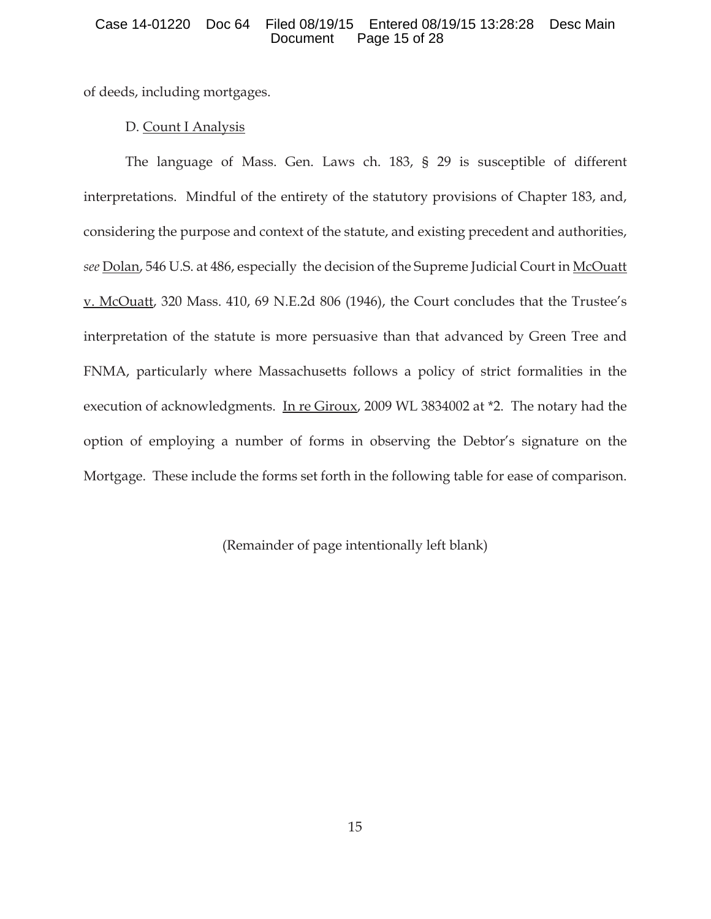of deeds, including mortgages.

D. Count I Analysis

The language of Mass. Gen. Laws ch. 183, § 29 is susceptible of different interpretations. Mindful of the entirety of the statutory provisions of Chapter 183, and, considering the purpose and context of the statute, and existing precedent and authorities, *see* Dolan, 546 U.S. at 486, especially the decision of the Supreme Judicial Court in McOuatt v. McOuatt, 320 Mass. 410, 69 N.E.2d 806 (1946), the Court concludes that the Trustee's interpretation of the statute is more persuasive than that advanced by Green Tree and FNMA, particularly where Massachusetts follows a policy of strict formalities in the execution of acknowledgments. In re Giroux, 2009 WL 3834002 at *2. The notary had the option of employing a number of forms in observing the Debtor's signature on the Mortgage. These include the forms set forth in the following table for ease of comparison.

(Remainder of page intentionally left blank)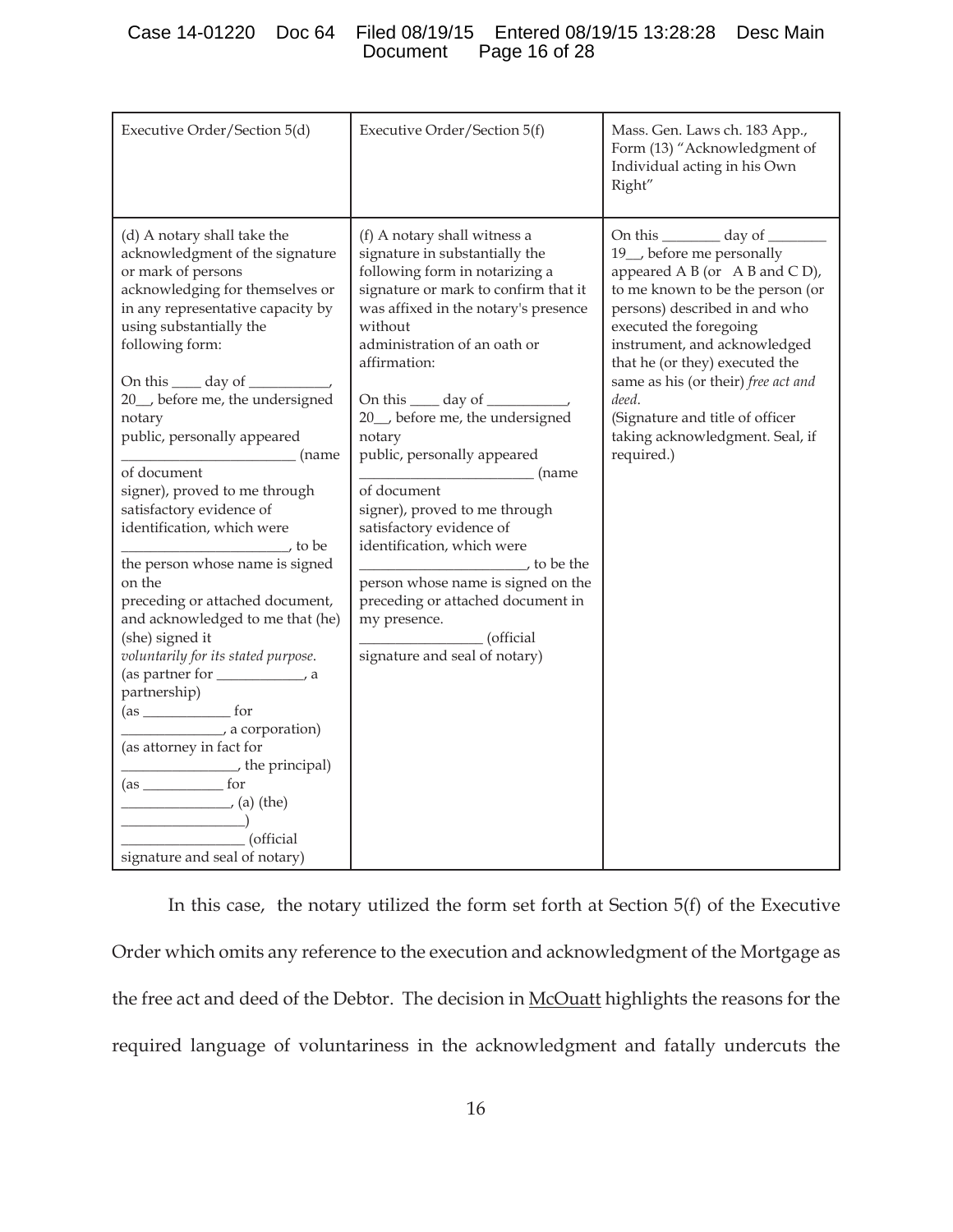| Executive Order/Section 5(d) | Executive Order/Section 5(f) | Mass. Gen. Laws ch. 183 App., Form (13) "Acknowledgment of Individual acting in his Own Right" |
|---|---|---|
| (d) A notary shall take the acknowledgment of the signature or mark of persons acknowledging for themselves or in any representative capacity by using substantially the following form:<br><br>On this ____ day of ___________, 20__, before me, the undersigned notary public, personally appeared ________________________ (name of document signer), proved to me through satisfactory evidence of identification, which were _______________________, to be the person whose name is signed on the preceding or attached document, and acknowledged to me that (he) (she) signed it *voluntarily for its stated purpose.*<br>(as partner for ____________, a partnership)<br>(as ____________ for ______________, a corporation)<br>(as attorney in fact for ________________, the principal)<br>(as ___________ for _______________, (a) (the) _________________)<br>_________________ (official signature and seal of notary) | (f) A notary shall witness a signature in substantially the following form in notarizing a signature or mark to confirm that it was affixed in the notary's presence without administration of an oath or affirmation:<br><br>On this ____ day of ___________, 20__, before me, the undersigned notary public, personally appeared ________________________ (name of document signer), proved to me through satisfactory evidence of identification, which were _______________________, to be the person whose name is signed on the preceding or attached document in my presence.<br>_________________ (official signature and seal of notary) | On this ________ day of ________ 19__, before me personally appeared A B (or A B and C D), to me known to be the person (or persons) described in and who executed the foregoing instrument, and acknowledged that he (or they) executed the same as his (or their) *free act and deed*.<br>(Signature and title of officer taking acknowledgment. Seal, if required.) |

In this case, the notary utilized the form set forth at Section 5(f) of the Executive Order which omits any reference to the execution and acknowledgment of the Mortgage as the free act and deed of the Debtor. The decision in McOuatt highlights the reasons for the required language of voluntariness in the acknowledgment and fatally undercuts the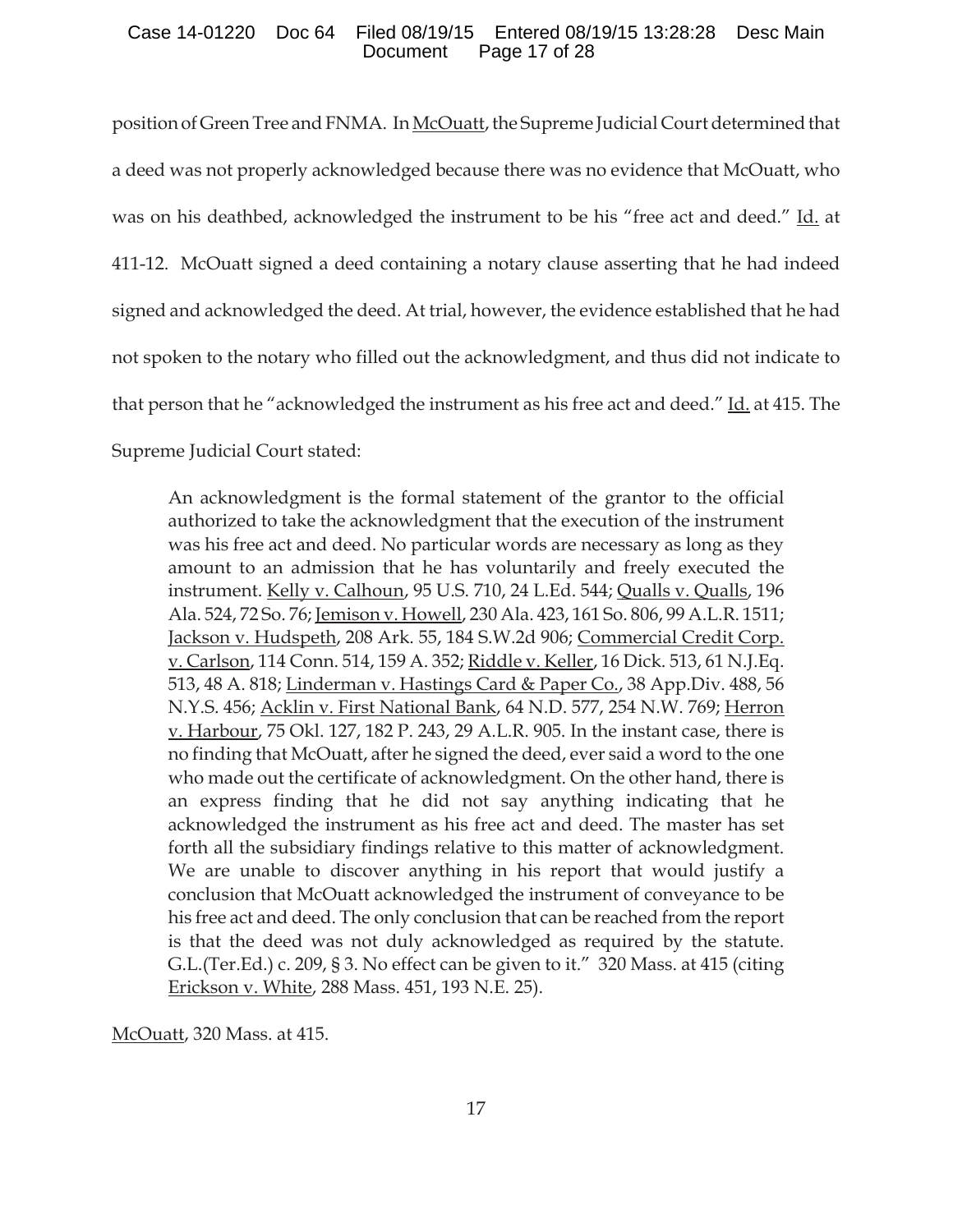position of Green Tree and FNMA. In McOuatt, the Supreme Judicial Court determined that a deed was not properly acknowledged because there was no evidence that McOuatt, who was on his deathbed, acknowledged the instrument to be his "free act and deed." Id. at 411-12. McOuatt signed a deed containing a notary clause asserting that he had indeed signed and acknowledged the deed. At trial, however, the evidence established that he had not spoken to the notary who filled out the acknowledgment, and thus did not indicate to that person that he "acknowledged the instrument as his free act and deed." Id. at 415. The Supreme Judicial Court stated:

> An acknowledgment is the formal statement of the grantor to the official authorized to take the acknowledgment that the execution of the instrument was his free act and deed. No particular words are necessary as long as they amount to an admission that he has voluntarily and freely executed the instrument. Kelly v. Calhoun, 95 U.S. 710, 24 L.Ed. 544; Qualls v. Qualls, 196 Ala. 524, 72 So. 76; Jemison v. Howell, 230 Ala. 423, 161 So. 806, 99 A.L.R. 1511; Jackson v. Hudspeth, 208 Ark. 55, 184 S.W.2d 906; Commercial Credit Corp. v. Carlson, 114 Conn. 514, 159 A. 352; Riddle v. Keller, 16 Dick. 513, 61 N.J.Eq. 513, 48 A. 818; Linderman v. Hastings Card & Paper Co., 38 App.Div. 488, 56 N.Y.S. 456; Acklin v. First National Bank, 64 N.D. 577, 254 N.W. 769; Herron v. Harbour, 75 Okl. 127, 182 P. 243, 29 A.L.R. 905. In the instant case, there is no finding that McOuatt, after he signed the deed, ever said a word to the one who made out the certificate of acknowledgment. On the other hand, there is an express finding that he did not say anything indicating that he acknowledged the instrument as his free act and deed. The master has set forth all the subsidiary findings relative to this matter of acknowledgment. We are unable to discover anything in his report that would justify a conclusion that McOuatt acknowledged the instrument of conveyance to be his free act and deed. The only conclusion that can be reached from the report is that the deed was not duly acknowledged as required by the statute. G.L.(Ter.Ed.) c. 209, § 3. No effect can be given to it." 320 Mass. at 415 (citing Erickson v. White, 288 Mass. 451, 193 N.E. 25).

McOuatt, 320 Mass. at 415.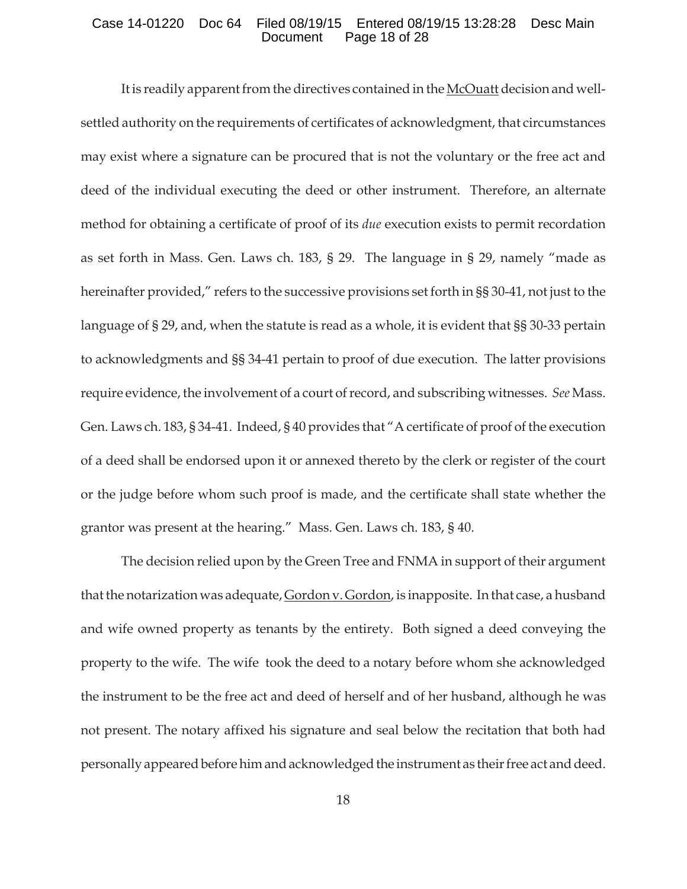It is readily apparent from the directives contained in the McOuatt decision and well-settled authority on the requirements of certificates of acknowledgment, that circumstances may exist where a signature can be procured that is not the voluntary or the free act and deed of the individual executing the deed or other instrument. Therefore, an alternate method for obtaining a certificate of proof of its *due* execution exists to permit recordation as set forth in Mass. Gen. Laws ch. 183, § 29. The language in § 29, namely "made as hereinafter provided," refers to the successive provisions set forth in §§ 30-41, not just to the language of § 29, and, when the statute is read as a whole, it is evident that §§ 30-33 pertain to acknowledgments and §§ 34-41 pertain to proof of due execution. The latter provisions require evidence, the involvement of a court of record, and subscribing witnesses. *See* Mass. Gen. Laws ch. 183, § 34-41. Indeed, § 40 provides that "A certificate of proof of the execution of a deed shall be endorsed upon it or annexed thereto by the clerk or register of the court or the judge before whom such proof is made, and the certificate shall state whether the grantor was present at the hearing." Mass. Gen. Laws ch. 183, § 40.

The decision relied upon by the Green Tree and FNMA in support of their argument that the notarization was adequate, Gordon v. Gordon, is inapposite. In that case, a husband and wife owned property as tenants by the entirety. Both signed a deed conveying the property to the wife. The wife took the deed to a notary before whom she acknowledged the instrument to be the free act and deed of herself and of her husband, although he was not present. The notary affixed his signature and seal below the recitation that both had personally appeared before him and acknowledged the instrument as their free act and deed.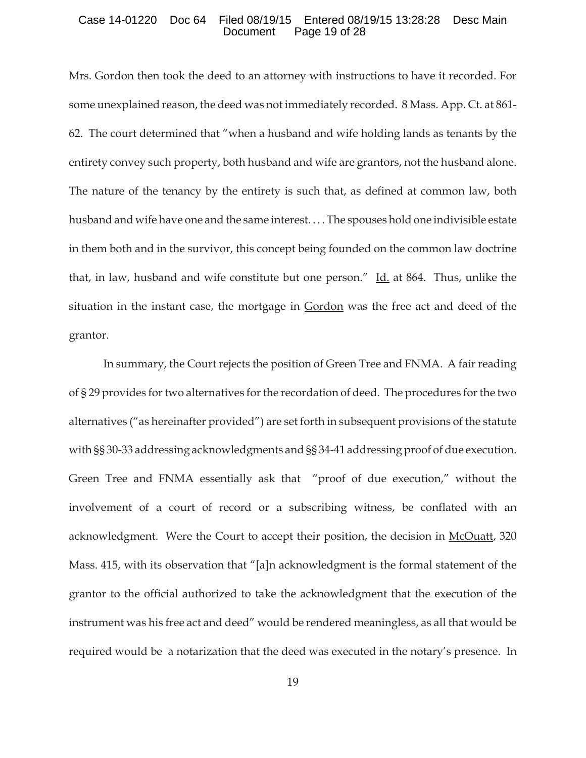Mrs. Gordon then took the deed to an attorney with instructions to have it recorded. For some unexplained reason, the deed was not immediately recorded. 8 Mass. App. Ct. at 861-62. The court determined that "when a husband and wife holding lands as tenants by the entirety convey such property, both husband and wife are grantors, not the husband alone. The nature of the tenancy by the entirety is such that, as defined at common law, both husband and wife have one and the same interest. . . . The spouses hold one indivisible estate in them both and in the survivor, this concept being founded on the common law doctrine that, in law, husband and wife constitute but one person." Id. at 864. Thus, unlike the situation in the instant case, the mortgage in Gordon was the free act and deed of the grantor.

In summary, the Court rejects the position of Green Tree and FNMA. A fair reading of § 29 provides for two alternatives for the recordation of deed. The procedures for the two alternatives ("as hereinafter provided") are set forth in subsequent provisions of the statute with §§ 30-33 addressing acknowledgments and §§ 34-41 addressing proof of due execution. Green Tree and FNMA essentially ask that "proof of due execution," without the involvement of a court of record or a subscribing witness, be conflated with an acknowledgment. Were the Court to accept their position, the decision in McOuatt, 320 Mass. 415, with its observation that "[a]n acknowledgment is the formal statement of the grantor to the official authorized to take the acknowledgment that the execution of the instrument was his free act and deed" would be rendered meaningless, as all that would be required would be a notarization that the deed was executed in the notary's presence. In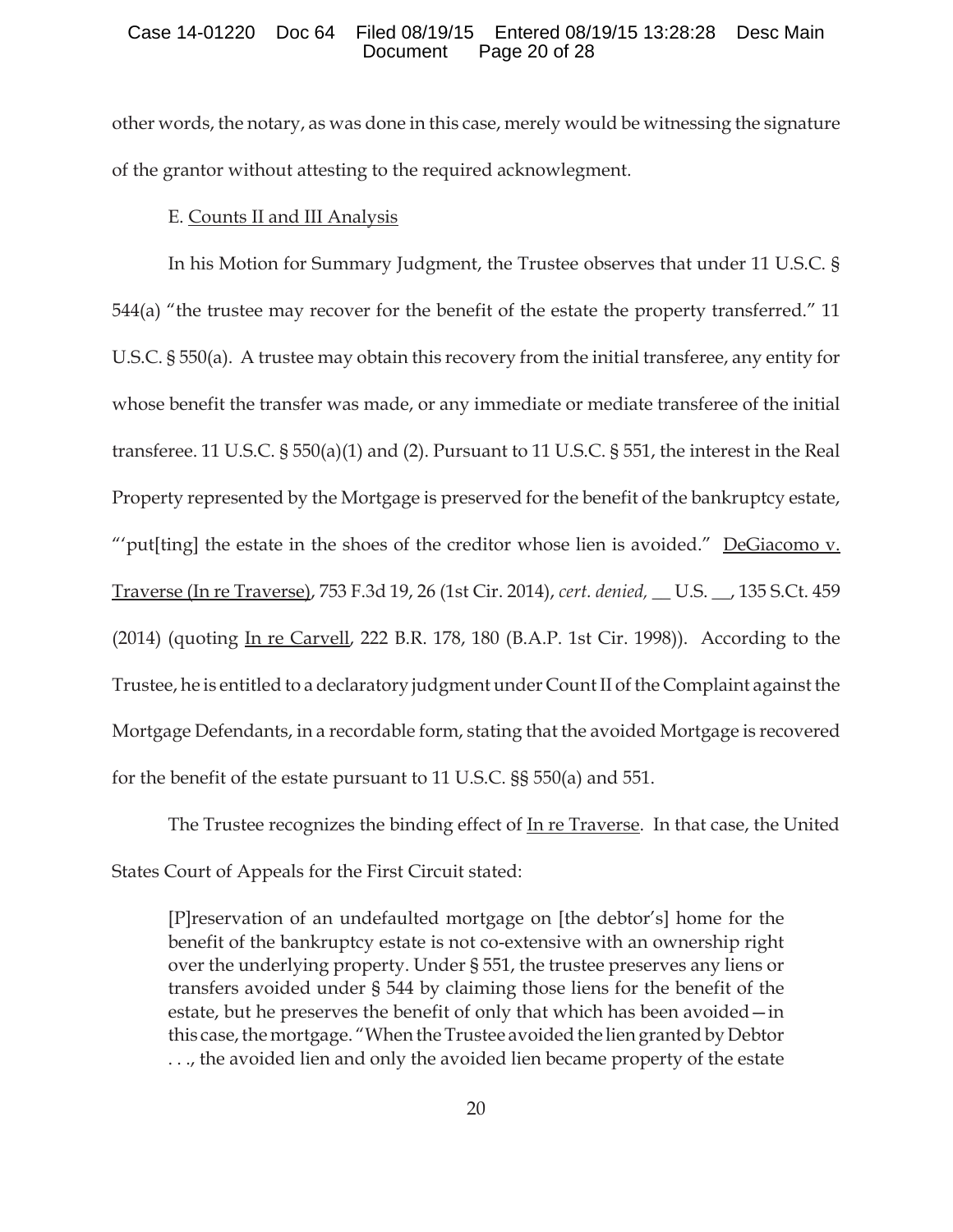other words, the notary, as was done in this case, merely would be witnessing the signature of the grantor without attesting to the required acknowlegment.

E. Counts II and III Analysis

In his Motion for Summary Judgment, the Trustee observes that under 11 U.S.C. § 544(a) "the trustee may recover for the benefit of the estate the property transferred." 11 U.S.C. § 550(a). A trustee may obtain this recovery from the initial transferee, any entity for whose benefit the transfer was made, or any immediate or mediate transferee of the initial transferee. 11 U.S.C. § 550(a)(1) and (2). Pursuant to 11 U.S.C. § 551, the interest in the Real Property represented by the Mortgage is preserved for the benefit of the bankruptcy estate, "'put[ting] the estate in the shoes of the creditor whose lien is avoided." DeGiacomo v. Traverse (In re Traverse), 753 F.3d 19, 26 (1st Cir. 2014), *cert. denied,* __ U.S. __, 135 S.Ct. 459 (2014) (quoting In re Carvell, 222 B.R. 178, 180 (B.A.P. 1st Cir. 1998)). According to the Trustee, he is entitled to a declaratory judgment under Count II of the Complaint against the Mortgage Defendants, in a recordable form, stating that the avoided Mortgage is recovered for the benefit of the estate pursuant to 11 U.S.C. §§ 550(a) and 551.

The Trustee recognizes the binding effect of In re Traverse. In that case, the United States Court of Appeals for the First Circuit stated:

> [P]reservation of an undefaulted mortgage on [the debtor's] home for the benefit of the bankruptcy estate is not co-extensive with an ownership right over the underlying property. Under § 551, the trustee preserves any liens or transfers avoided under § 544 by claiming those liens for the benefit of the estate, but he preserves the benefit of only that which has been avoided—in this case, the mortgage. "When the Trustee avoided the lien granted by Debtor . . ., the avoided lien and only the avoided lien became property of the estate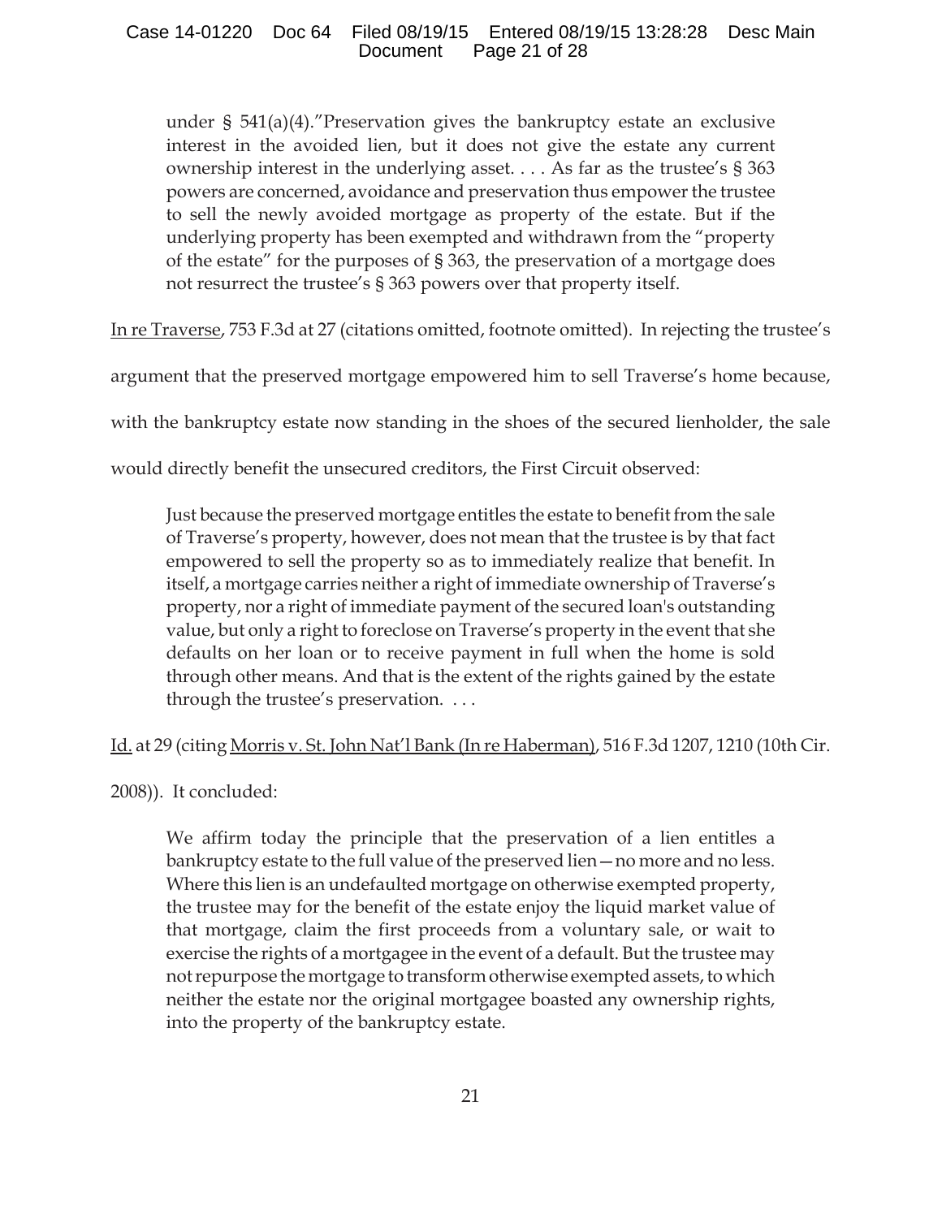> under § 541(a)(4)."Preservation gives the bankruptcy estate an exclusive interest in the avoided lien, but it does not give the estate any current ownership interest in the underlying asset. . . . As far as the trustee's § 363 powers are concerned, avoidance and preservation thus empower the trustee to sell the newly avoided mortgage as property of the estate. But if the underlying property has been exempted and withdrawn from the "property of the estate" for the purposes of § 363, the preservation of a mortgage does not resurrect the trustee's § 363 powers over that property itself.

In re Traverse, 753 F.3d at 27 (citations omitted, footnote omitted). In rejecting the trustee's argument that the preserved mortgage empowered him to sell Traverse's home because, with the bankruptcy estate now standing in the shoes of the secured lienholder, the sale would directly benefit the unsecured creditors, the First Circuit observed:

> Just because the preserved mortgage entitles the estate to benefit from the sale of Traverse's property, however, does not mean that the trustee is by that fact empowered to sell the property so as to immediately realize that benefit. In itself, a mortgage carries neither a right of immediate ownership of Traverse's property, nor a right of immediate payment of the secured loan's outstanding value, but only a right to foreclose on Traverse's property in the event that she defaults on her loan or to receive payment in full when the home is sold through other means. And that is the extent of the rights gained by the estate through the trustee's preservation. . . .

Id. at 29 (citing Morris v. St. John Nat'l Bank (In re Haberman), 516 F.3d 1207, 1210 (10th Cir. 2008)). It concluded:

> We affirm today the principle that the preservation of a lien entitles a bankruptcy estate to the full value of the preserved lien—no more and no less. Where this lien is an undefaulted mortgage on otherwise exempted property, the trustee may for the benefit of the estate enjoy the liquid market value of that mortgage, claim the first proceeds from a voluntary sale, or wait to exercise the rights of a mortgagee in the event of a default. But the trustee may not repurpose the mortgage to transform otherwise exempted assets, to which neither the estate nor the original mortgagee boasted any ownership rights, into the property of the bankruptcy estate.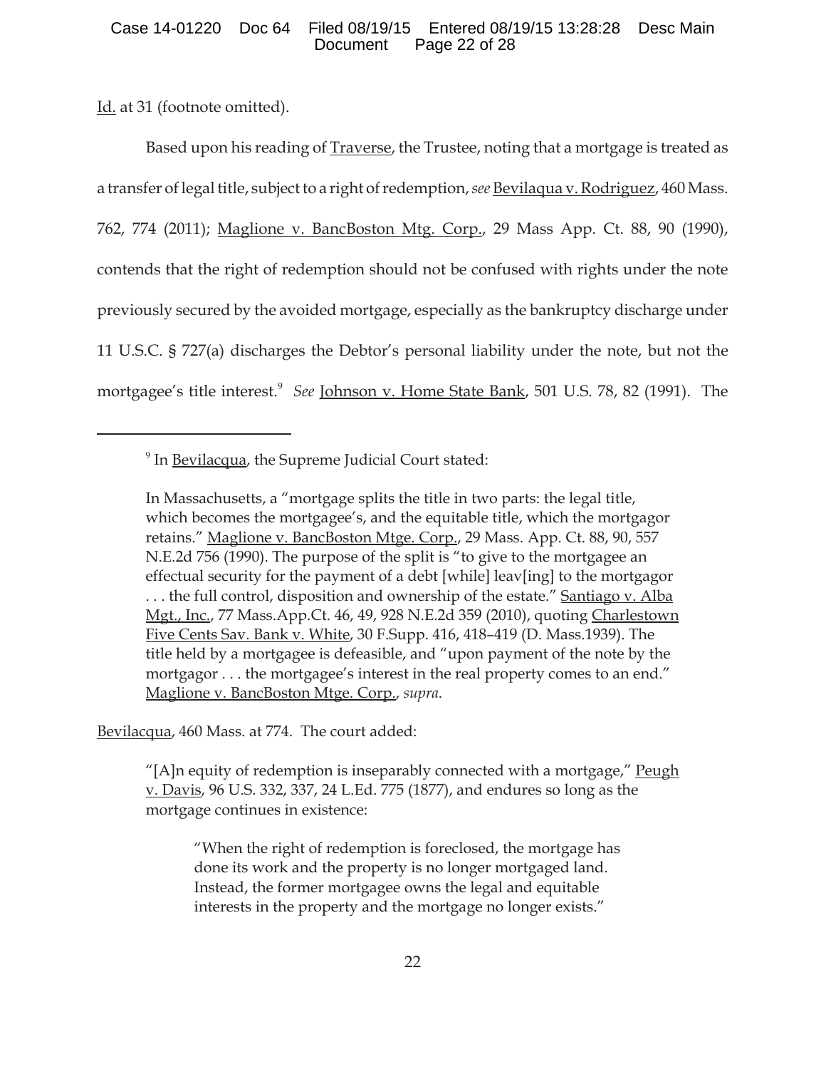Id. at 31 (footnote omitted).

Based upon his reading of Traverse, the Trustee, noting that a mortgage is treated as a transfer of legal title, subject to a right of redemption, *see* Bevilaqua v. Rodriguez, 460 Mass. 762, 774 (2011); Maglione v. BancBoston Mtg. Corp., 29 Mass App. Ct. 88, 90 (1990), contends that the right of redemption should not be confused with rights under the note previously secured by the avoided mortgage, especially as the bankruptcy discharge under 11 U.S.C. § 727(a) discharges the Debtor's personal liability under the note, but not the mortgagee's title interest.[9] *See* Johnson v. Home State Bank, 501 U.S. 78, 82 (1991). The

---

[9] In Bevilacqua, the Supreme Judicial Court stated:

> In Massachusetts, a "mortgage splits the title in two parts: the legal title, which becomes the mortgagee's, and the equitable title, which the mortgagor retains." Maglione v. BancBoston Mtge. Corp., 29 Mass. App. Ct. 88, 90, 557 N.E.2d 756 (1990). The purpose of the split is "to give to the mortgagee an effectual security for the payment of a debt [while] leav[ing] to the mortgagor . . . the full control, disposition and ownership of the estate." Santiago v. Alba Mgt., Inc., 77 Mass.App.Ct. 46, 49, 928 N.E.2d 359 (2010), quoting Charlestown Five Cents Sav. Bank v. White, 30 F.Supp. 416, 418–419 (D. Mass.1939). The title held by a mortgagee is defeasible, and "upon payment of the note by the mortgagor . . . the mortgagee's interest in the real property comes to an end." Maglione v. BancBoston Mtge. Corp., *supra*.

Bevilacqua, 460 Mass. at 774. The court added:

> "[A]n equity of redemption is inseparably connected with a mortgage," Peugh v. Davis, 96 U.S. 332, 337, 24 L.Ed. 775 (1877), and endures so long as the mortgage continues in existence:
>
> > "When the right of redemption is foreclosed, the mortgage has done its work and the property is no longer mortgaged land. Instead, the former mortgagee owns the legal and equitable interests in the property and the mortgage no longer exists."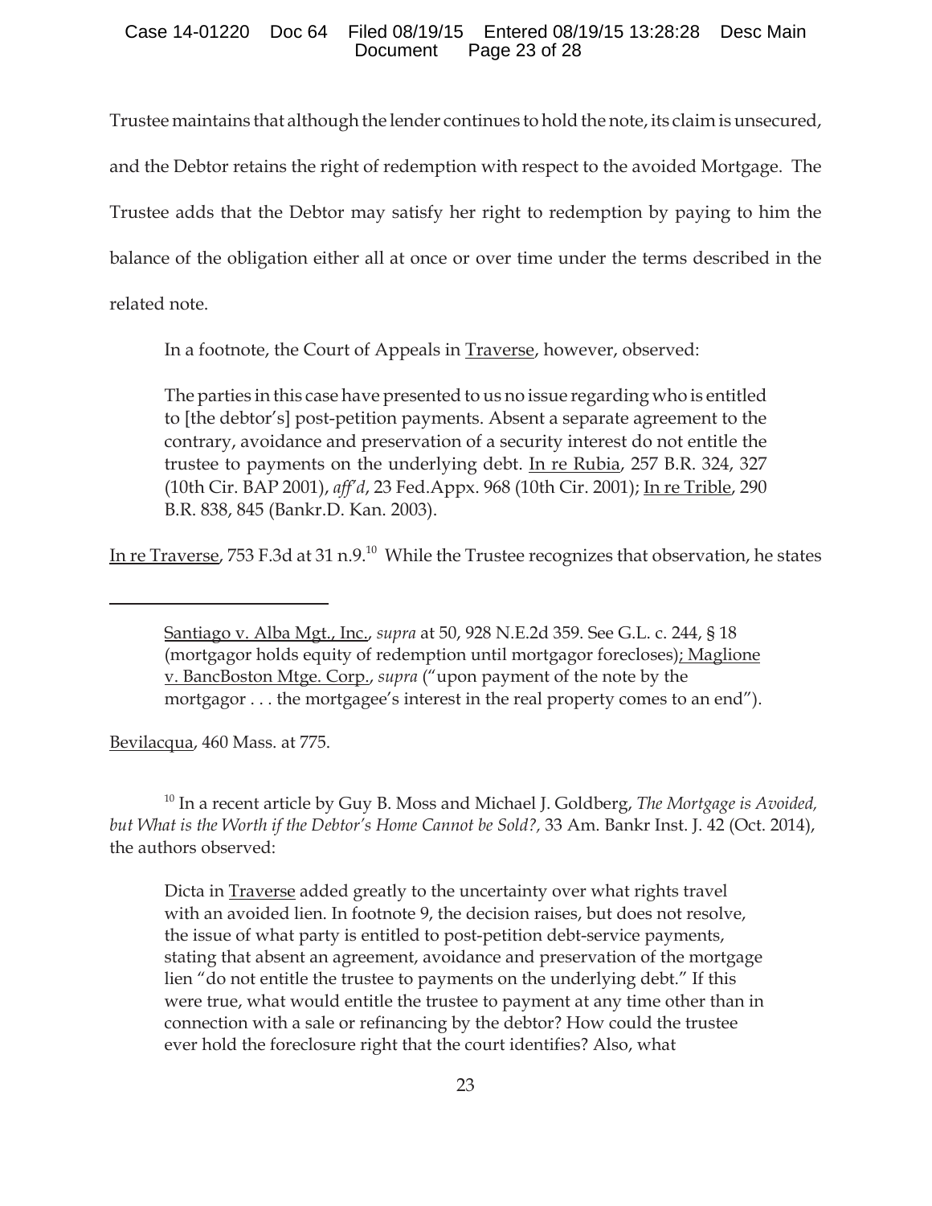Trustee maintains that although the lender continues to hold the note, its claim is unsecured, and the Debtor retains the right of redemption with respect to the avoided Mortgage. The Trustee adds that the Debtor may satisfy her right to redemption by paying to him the balance of the obligation either all at once or over time under the terms described in the related note.

In a footnote, the Court of Appeals in Traverse, however, observed:

> The parties in this case have presented to us no issue regarding who is entitled to [the debtor's] post-petition payments. Absent a separate agreement to the contrary, avoidance and preservation of a security interest do not entitle the trustee to payments on the underlying debt. In re Rubia, 257 B.R. 324, 327 (10th Cir. BAP 2001), *aff'd*, 23 Fed.Appx. 968 (10th Cir. 2001); In re Trible, 290 B.R. 838, 845 (Bankr.D. Kan. 2003).

In re Traverse, 753 F.3d at 31 n.9.[10] While the Trustee recognizes that observation, he states

---

> Santiago v. Alba Mgt., Inc., *supra* at 50, 928 N.E.2d 359. See G.L. c. 244, § 18 (mortgagor holds equity of redemption until mortgagor forecloses); Maglione v. BancBoston Mtge. Corp., *supra* ("upon payment of the note by the mortgagor . . . the mortgagee's interest in the real property comes to an end").

Bevilacqua, 460 Mass. at 775.

[10] In a recent article by Guy B. Moss and Michael J. Goldberg, *The Mortgage is Avoided, but What is the Worth if the Debtor's Home Cannot be Sold?*, 33 Am. Bankr Inst. J. 42 (Oct. 2014), the authors observed:

> Dicta in Traverse added greatly to the uncertainty over what rights travel with an avoided lien. In footnote 9, the decision raises, but does not resolve, the issue of what party is entitled to post-petition debt-service payments, stating that absent an agreement, avoidance and preservation of the mortgage lien "do not entitle the trustee to payments on the underlying debt." If this were true, what would entitle the trustee to payment at any time other than in connection with a sale or refinancing by the debtor? How could the trustee ever hold the foreclosure right that the court identifies? Also, what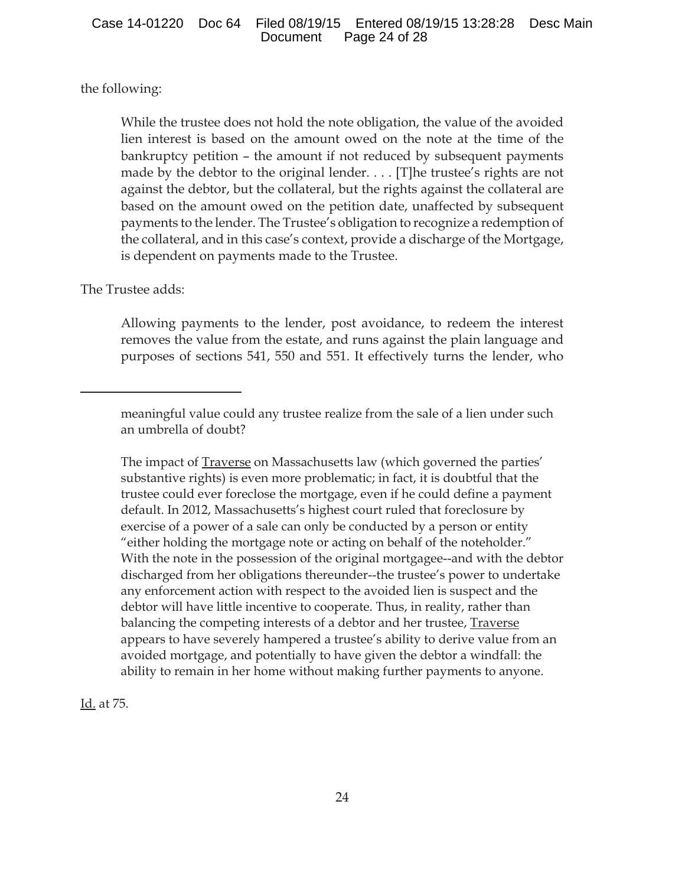the following:

> While the trustee does not hold the note obligation, the value of the avoided lien interest is based on the amount owed on the note at the time of the bankruptcy petition – the amount if not reduced by subsequent payments made by the debtor to the original lender. . . . [T]he trustee's rights are not against the debtor, but the collateral, but the rights against the collateral are based on the amount owed on the petition date, unaffected by subsequent payments to the lender. The Trustee's obligation to recognize a redemption of the collateral, and in this case's context, provide a discharge of the Mortgage, is dependent on payments made to the Trustee.

The Trustee adds:

> Allowing payments to the lender, post avoidance, to redeem the interest removes the value from the estate, and runs against the plain language and purposes of sections 541, 550 and 551. It effectively turns the lender, who

---

> meaningful value could any trustee realize from the sale of a lien under such an umbrella of doubt?
>
> The impact of Traverse on Massachusetts law (which governed the parties' substantive rights) is even more problematic; in fact, it is doubtful that the trustee could ever foreclose the mortgage, even if he could define a payment default. In 2012, Massachusetts's highest court ruled that foreclosure by exercise of a power of a sale can only be conducted by a person or entity "either holding the mortgage note or acting on behalf of the noteholder." With the note in the possession of the original mortgagee--and with the debtor discharged from her obligations thereunder--the trustee's power to undertake any enforcement action with respect to the avoided lien is suspect and the debtor will have little incentive to cooperate. Thus, in reality, rather than balancing the competing interests of a debtor and her trustee, Traverse appears to have severely hampered a trustee's ability to derive value from an avoided mortgage, and potentially to have given the debtor a windfall: the ability to remain in her home without making further payments to anyone.

Id. at 75.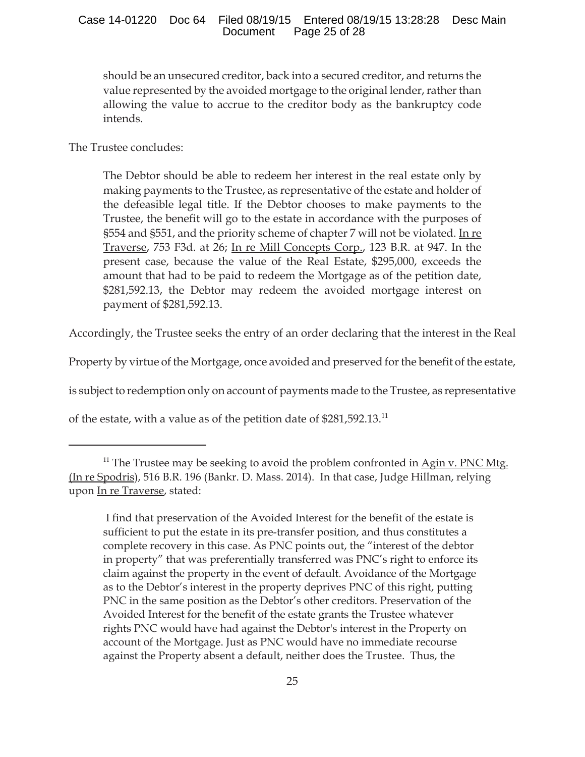> should be an unsecured creditor, back into a secured creditor, and returns the value represented by the avoided mortgage to the original lender, rather than allowing the value to accrue to the creditor body as the bankruptcy code intends.

The Trustee concludes:

> The Debtor should be able to redeem her interest in the real estate only by making payments to the Trustee, as representative of the estate and holder of the defeasible legal title. If the Debtor chooses to make payments to the Trustee, the benefit will go to the estate in accordance with the purposes of §554 and §551, and the priority scheme of chapter 7 will not be violated. In re Traverse, 753 F3d. at 26; In re Mill Concepts Corp., 123 B.R. at 947. In the present case, because the value of the Real Estate, $295,000, exceeds the amount that had to be paid to redeem the Mortgage as of the petition date, $281,592.13, the Debtor may redeem the avoided mortgage interest on payment of $281,592.13.

Accordingly, the Trustee seeks the entry of an order declaring that the interest in the Real Property by virtue of the Mortgage, once avoided and preserved for the benefit of the estate, is subject to redemption only on account of payments made to the Trustee, as representative of the estate, with a value as of the petition date of $281,592.13.[11]

---

[11] The Trustee may be seeking to avoid the problem confronted in Agin v. PNC Mtg. (In re Spodris), 516 B.R. 196 (Bankr. D. Mass. 2014). In that case, Judge Hillman, relying upon In re Traverse, stated:

> I find that preservation of the Avoided Interest for the benefit of the estate is sufficient to put the estate in its pre-transfer position, and thus constitutes a complete recovery in this case. As PNC points out, the "interest of the debtor in property" that was preferentially transferred was PNC's right to enforce its claim against the property in the event of default. Avoidance of the Mortgage as to the Debtor's interest in the property deprives PNC of this right, putting PNC in the same position as the Debtor's other creditors. Preservation of the Avoided Interest for the benefit of the estate grants the Trustee whatever rights PNC would have had against the Debtor's interest in the Property on account of the Mortgage. Just as PNC would have no immediate recourse against the Property absent a default, neither does the Trustee. Thus, the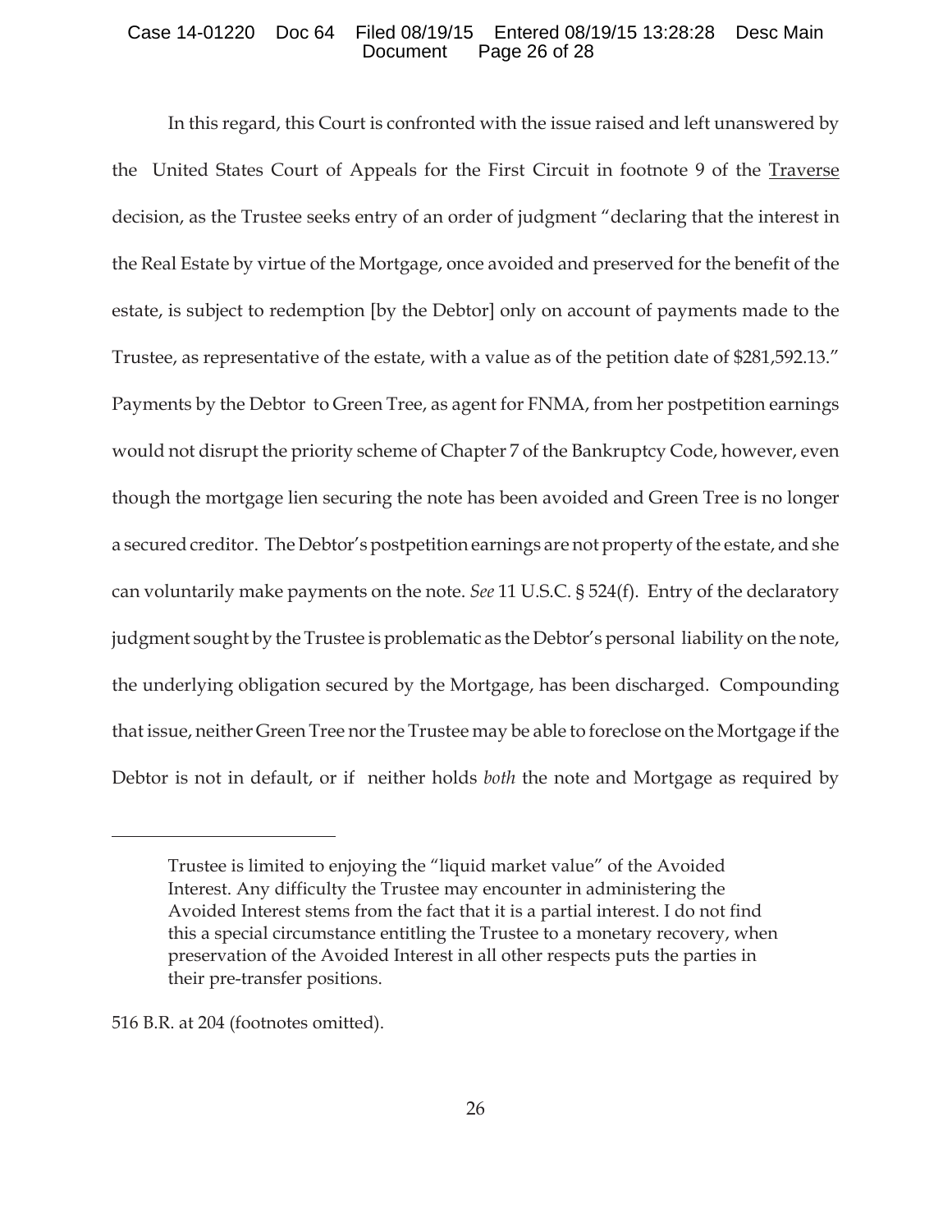In this regard, this Court is confronted with the issue raised and left unanswered by the United States Court of Appeals for the First Circuit in footnote 9 of the Traverse decision, as the Trustee seeks entry of an order of judgment "declaring that the interest in the Real Estate by virtue of the Mortgage, once avoided and preserved for the benefit of the estate, is subject to redemption [by the Debtor] only on account of payments made to the Trustee, as representative of the estate, with a value as of the petition date of $281,592.13." Payments by the Debtor to Green Tree, as agent for FNMA, from her postpetition earnings would not disrupt the priority scheme of Chapter 7 of the Bankruptcy Code, however, even though the mortgage lien securing the note has been avoided and Green Tree is no longer a secured creditor. The Debtor's postpetition earnings are not property of the estate, and she can voluntarily make payments on the note. *See* 11 U.S.C. § 524(f). Entry of the declaratory judgment sought by the Trustee is problematic as the Debtor's personal liability on the note, the underlying obligation secured by the Mortgage, has been discharged. Compounding that issue, neither Green Tree nor the Trustee may be able to foreclose on the Mortgage if the Debtor is not in default, or if neither holds *both* the note and Mortgage as required by

---

> Trustee is limited to enjoying the "liquid market value" of the Avoided Interest. Any difficulty the Trustee may encounter in administering the Avoided Interest stems from the fact that it is a partial interest. I do not find this a special circumstance entitling the Trustee to a monetary recovery, when preservation of the Avoided Interest in all other respects puts the parties in their pre-transfer positions.

516 B.R. at 204 (footnotes omitted).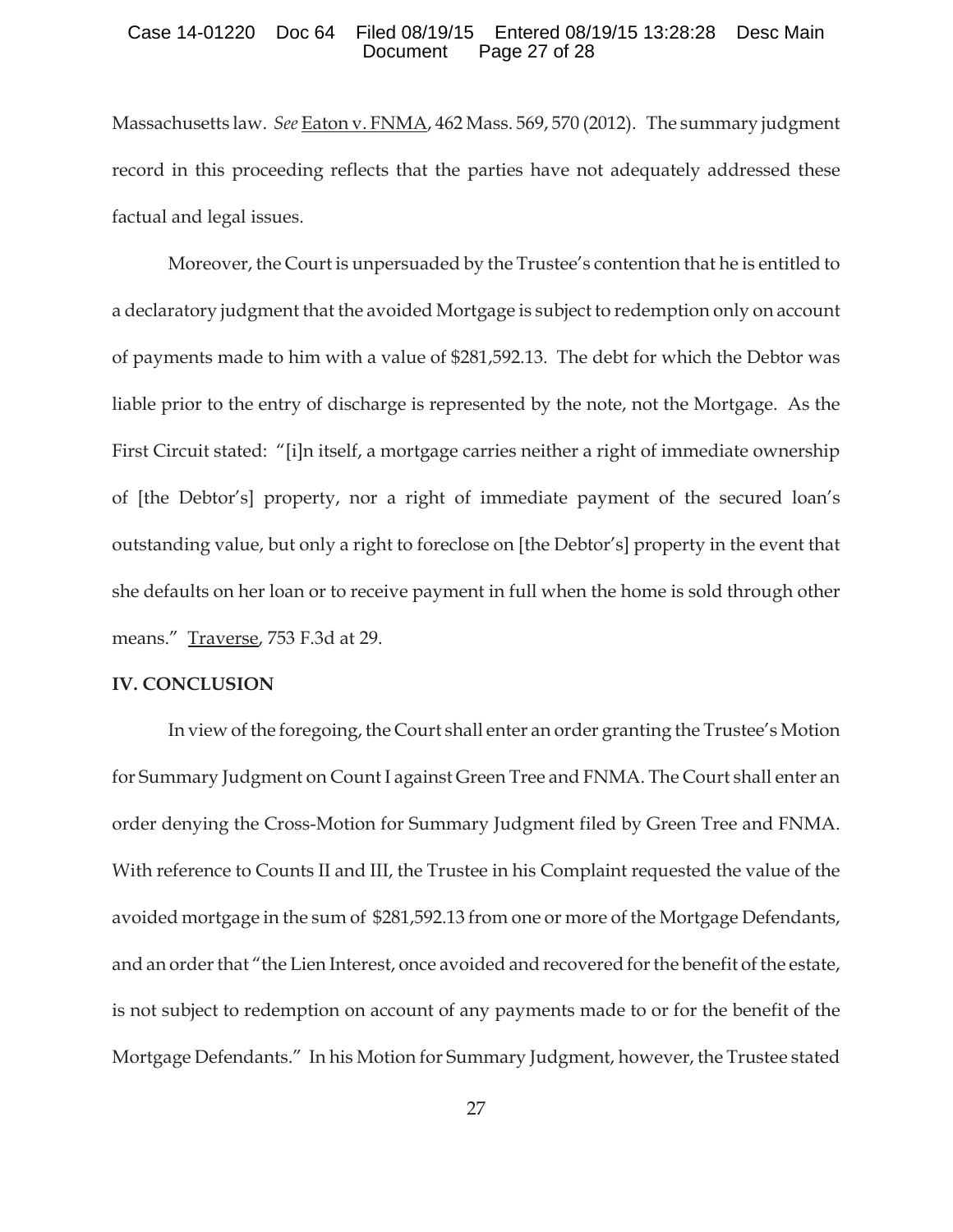Massachusetts law. *See* Eaton v. FNMA, 462 Mass. 569, 570 (2012). The summary judgment record in this proceeding reflects that the parties have not adequately addressed these factual and legal issues.

Moreover, the Court is unpersuaded by the Trustee's contention that he is entitled to a declaratory judgment that the avoided Mortgage is subject to redemption only on account of payments made to him with a value of $281,592.13. The debt for which the Debtor was liable prior to the entry of discharge is represented by the note, not the Mortgage. As the First Circuit stated: "[i]n itself, a mortgage carries neither a right of immediate ownership of [the Debtor's] property, nor a right of immediate payment of the secured loan's outstanding value, but only a right to foreclose on [the Debtor's] property in the event that she defaults on her loan or to receive payment in full when the home is sold through other means." Traverse, 753 F.3d at 29.

**IV. CONCLUSION**

In view of the foregoing, the Court shall enter an order granting the Trustee's Motion for Summary Judgment on Count I against Green Tree and FNMA. The Court shall enter an order denying the Cross-Motion for Summary Judgment filed by Green Tree and FNMA. With reference to Counts II and III, the Trustee in his Complaint requested the value of the avoided mortgage in the sum of $281,592.13 from one or more of the Mortgage Defendants, and an order that "the Lien Interest, once avoided and recovered for the benefit of the estate, is not subject to redemption on account of any payments made to or for the benefit of the Mortgage Defendants." In his Motion for Summary Judgment, however, the Trustee stated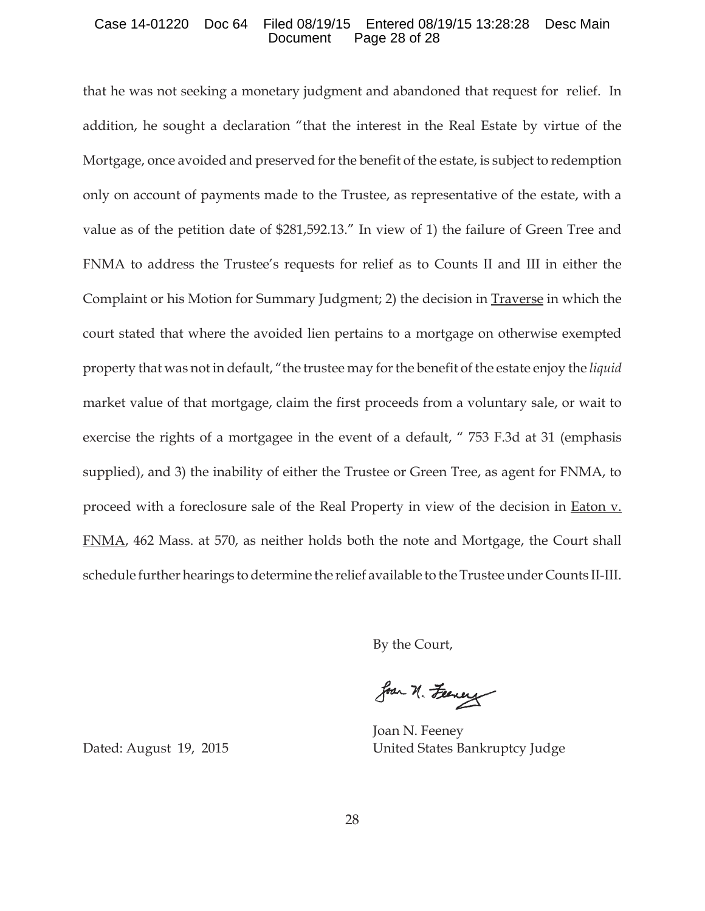that he was not seeking a monetary judgment and abandoned that request for relief. In addition, he sought a declaration "that the interest in the Real Estate by virtue of the Mortgage, once avoided and preserved for the benefit of the estate, is subject to redemption only on account of payments made to the Trustee, as representative of the estate, with a value as of the petition date of $281,592.13." In view of 1) the failure of Green Tree and FNMA to address the Trustee's requests for relief as to Counts II and III in either the Complaint or his Motion for Summary Judgment; 2) the decision in Traverse in which the court stated that where the avoided lien pertains to a mortgage on otherwise exempted property that was not in default, "the trustee may for the benefit of the estate enjoy the *liquid* market value of that mortgage, claim the first proceeds from a voluntary sale, or wait to exercise the rights of a mortgagee in the event of a default, " 753 F.3d at 31 (emphasis supplied), and 3) the inability of either the Trustee or Green Tree, as agent for FNMA, to proceed with a foreclosure sale of the Real Property in view of the decision in Eaton v. FNMA, 462 Mass. at 570, as neither holds both the note and Mortgage, the Court shall schedule further hearings to determine the relief available to the Trustee under Counts II-III.

By the Court,

Joan N. Feeney
United States Bankruptcy Judge

Dated: August 19, 2015